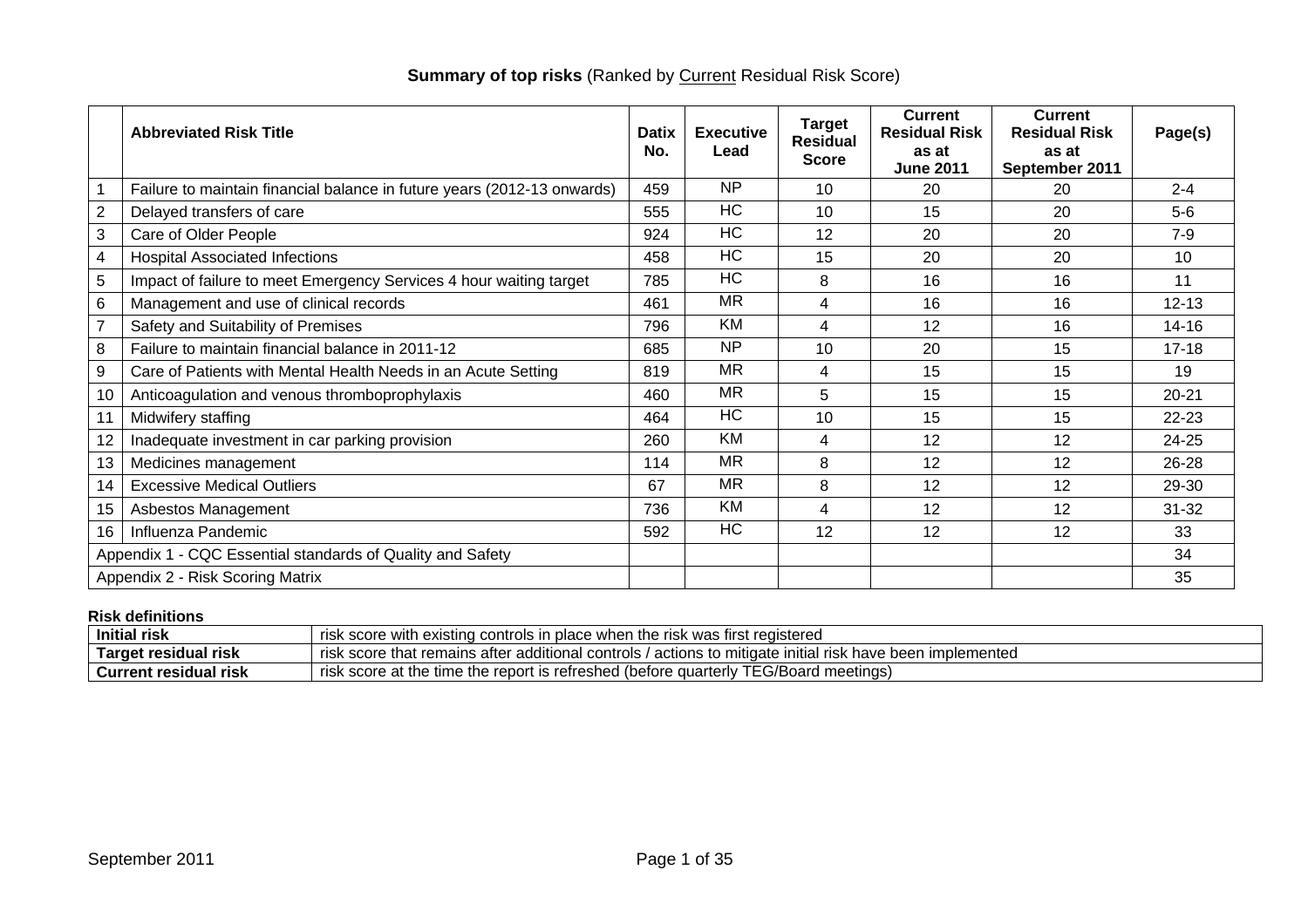## **Summary of top risks** (Ranked by Current Residual Risk Score)

| | Abbreviated Risk Title | Datix No. | Executive Lead | Target Residual Score | Current Residual Risk as at June 2011 | Current Residual Risk as at September 2011 | Page(s) |
|---|---|---|---|---|---|---|---|
| 1 | Failure to maintain financial balance in future years (2012-13 onwards) | 459 | NP | 10 | 20 | 20 | 2-4 |
| 2 | Delayed transfers of care | 555 | HC | 10 | 15 | 20 | 5-6 |
| 3 | Care of Older People | 924 | HC | 12 | 20 | 20 | 7-9 |
| 4 | Hospital Associated Infections | 458 | HC | 15 | 20 | 20 | 10 |
| 5 | Impact of failure to meet Emergency Services 4 hour waiting target | 785 | HC | 8 | 16 | 16 | 11 |
| 6 | Management and use of clinical records | 461 | MR | 4 | 16 | 16 | 12-13 |
| 7 | Safety and Suitability of Premises | 796 | KM | 4 | 12 | 16 | 14-16 |
| 8 | Failure to maintain financial balance in 2011-12 | 685 | NP | 10 | 20 | 15 | 17-18 |
| 9 | Care of Patients with Mental Health Needs in an Acute Setting | 819 | MR | 4 | 15 | 15 | 19 |
| 10 | Anticoagulation and venous thromboprophylaxis | 460 | MR | 5 | 15 | 15 | 20-21 |
| 11 | Midwifery staffing | 464 | HC | 10 | 15 | 15 | 22-23 |
| 12 | Inadequate investment in car parking provision | 260 | KM | 4 | 12 | 12 | 24-25 |
| 13 | Medicines management | 114 | MR | 8 | 12 | 12 | 26-28 |
| 14 | Excessive Medical Outliers | 67 | MR | 8 | 12 | 12 | 29-30 |
| 15 | Asbestos Management | 736 | KM | 4 | 12 | 12 | 31-32 |
| 16 | Influenza Pandemic | 592 | HC | 12 | 12 | 12 | 33 |
| Appendix 1 - CQC Essential standards of Quality and Safety | | | | | | | 34 |
| Appendix 2 - Risk Scoring Matrix | | | | | | | 35 |

**Risk definitions**

| | |
|---|---|
| **Initial risk** | risk score with existing controls in place when the risk was first registered |
| **Target residual risk** | risk score that remains after additional controls / actions to mitigate initial risk have been implemented |
| **Current residual risk** | risk score at the time the report is refreshed (before quarterly TEG/Board meetings) |

September 2011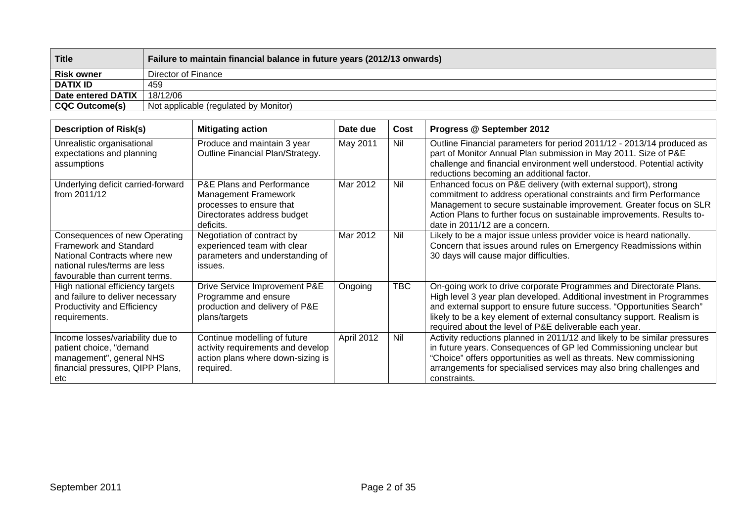| Title | Failure to maintain financial balance in future years (2012/13 onwards) |
|---|---|
| **Risk owner** | Director of Finance |
| **DATIX ID** | 459 |
| **Date entered DATIX** | 18/12/06 |
| **CQC Outcome(s)** | Not applicable (regulated by Monitor) |

| Description of Risk(s) | Mitigating action | Date due | Cost | Progress @ September 2012 |
|---|---|---|---|---|
| Unrealistic organisational expectations and planning assumptions | Produce and maintain 3 year Outline Financial Plan/Strategy. | May 2011 | Nil | Outline Financial parameters for period 2011/12 - 2013/14 produced as part of Monitor Annual Plan submission in May 2011. Size of P&E challenge and financial environment well understood. Potential activity reductions becoming an additional factor. |
| Underlying deficit carried-forward from 2011/12 | P&E Plans and Performance Management Framework processes to ensure that Directorates address budget deficits. | Mar 2012 | Nil | Enhanced focus on P&E delivery (with external support), strong commitment to address operational constraints and firm Performance Management to secure sustainable improvement. Greater focus on SLR Action Plans to further focus on sustainable improvements. Results to-date in 2011/12 are a concern. |
| Consequences of new Operating Framework and Standard National Contracts where new national rules/terms are less favourable than current terms. | Negotiation of contract by experienced team with clear parameters and understanding of issues. | Mar 2012 | Nil | Likely to be a major issue unless provider voice is heard nationally. Concern that issues around rules on Emergency Readmissions within 30 days will cause major difficulties. |
| High national efficiency targets and failure to deliver necessary Productivity and Efficiency requirements. | Drive Service Improvement P&E Programme and ensure production and delivery of P&E plans/targets | Ongoing | TBC | On-going work to drive corporate Programmes and Directorate Plans. High level 3 year plan developed. Additional investment in Programmes and external support to ensure future success. "Opportunities Search" likely to be a key element of external consultancy support. Realism is required about the level of P&E deliverable each year. |
| Income losses/variability due to patient choice, "demand management", general NHS financial pressures, QIPP Plans, etc | Continue modelling of future activity requirements and develop action plans where down-sizing is required. | April 2012 | Nil | Activity reductions planned in 2011/12 and likely to be similar pressures in future years. Consequences of GP led Commissioning unclear but "Choice" offers opportunities as well as threats. New commissioning arrangements for specialised services may also bring challenges and constraints. |

September 2011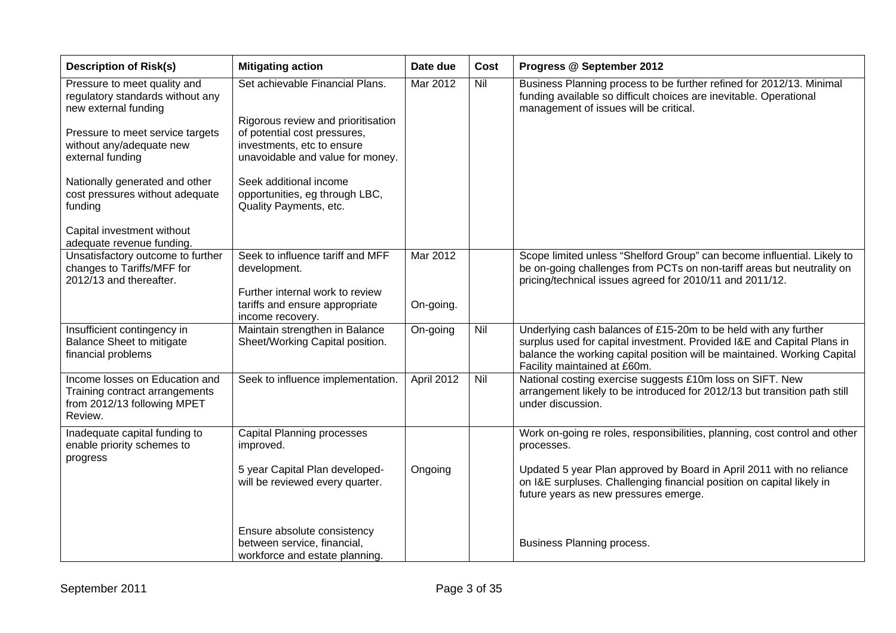| Description of Risk(s) | Mitigating action | Date due | Cost | Progress @ September 2012 |
|---|---|---|---|---|
| Pressure to meet quality and regulatory standards without any new external funding<br><br>Pressure to meet service targets without any/adequate new external funding<br><br>Nationally generated and other cost pressures without adequate funding<br><br>Capital investment without adequate revenue funding. | Set achievable Financial Plans.<br><br>Rigorous review and prioritisation of potential cost pressures, investments, etc to ensure unavoidable and value for money.<br><br>Seek additional income opportunities, eg through LBC, Quality Payments, etc. | Mar 2012 | Nil | Business Planning process to be further refined for 2012/13. Minimal funding available so difficult choices are inevitable. Operational management of issues will be critical. |
| Unsatisfactory outcome to further changes to Tariffs/MFF for 2012/13 and thereafter. | Seek to influence tariff and MFF development.<br><br>Further internal work to review tariffs and ensure appropriate income recovery. | Mar 2012<br><br>On-going. | | Scope limited unless "Shelford Group" can become influential. Likely to be on-going challenges from PCTs on non-tariff areas but neutrality on pricing/technical issues agreed for 2010/11 and 2011/12. |
| Insufficient contingency in Balance Sheet to mitigate financial problems | Maintain strengthen in Balance Sheet/Working Capital position. | On-going | Nil | Underlying cash balances of £15-20m to be held with any further surplus used for capital investment. Provided I&E and Capital Plans in balance the working capital position will be maintained. Working Capital Facility maintained at £60m. |
| Income losses on Education and Training contract arrangements from 2012/13 following MPET Review. | Seek to influence implementation. | April 2012 | Nil | National costing exercise suggests £10m loss on SIFT. New arrangement likely to be introduced for 2012/13 but transition path still under discussion. |
| Inadequate capital funding to enable priority schemes to progress | Capital Planning processes improved.<br><br>5 year Capital Plan developed- will be reviewed every quarter.<br><br>Ensure absolute consistency between service, financial, workforce and estate planning. | <br><br>Ongoing | | Work on-going re roles, responsibilities, planning, cost control and other processes.<br><br>Updated 5 year Plan approved by Board in April 2011 with no reliance on I&E surpluses. Challenging financial position on capital likely in future years as new pressures emerge.<br><br>Business Planning process. |

September 2011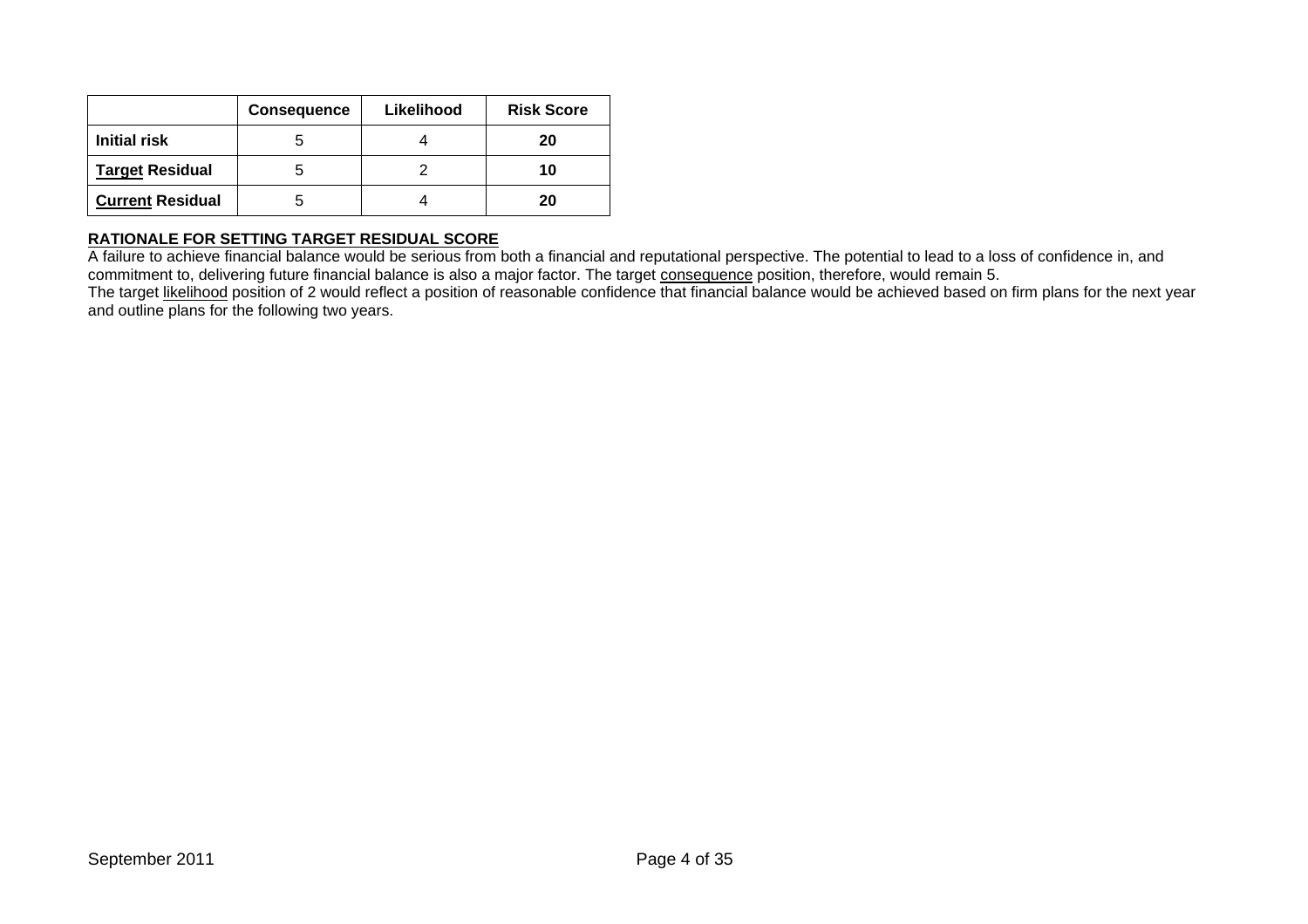| | Consequence | Likelihood | Risk Score |
|---|---|---|---|
| **Initial risk** | 5 | 4 | **20** |
| **Target Residual** | 5 | 2 | **10** |
| **Current Residual** | 5 | 4 | **20** |

**RATIONALE FOR SETTING TARGET RESIDUAL SCORE**

A failure to achieve financial balance would be serious from both a financial and reputational perspective. The potential to lead to a loss of confidence in, and commitment to, delivering future financial balance is also a major factor. The target consequence position, therefore, would remain 5.

The target likelihood position of 2 would reflect a position of reasonable confidence that financial balance would be achieved based on firm plans for the next year and outline plans for the following two years.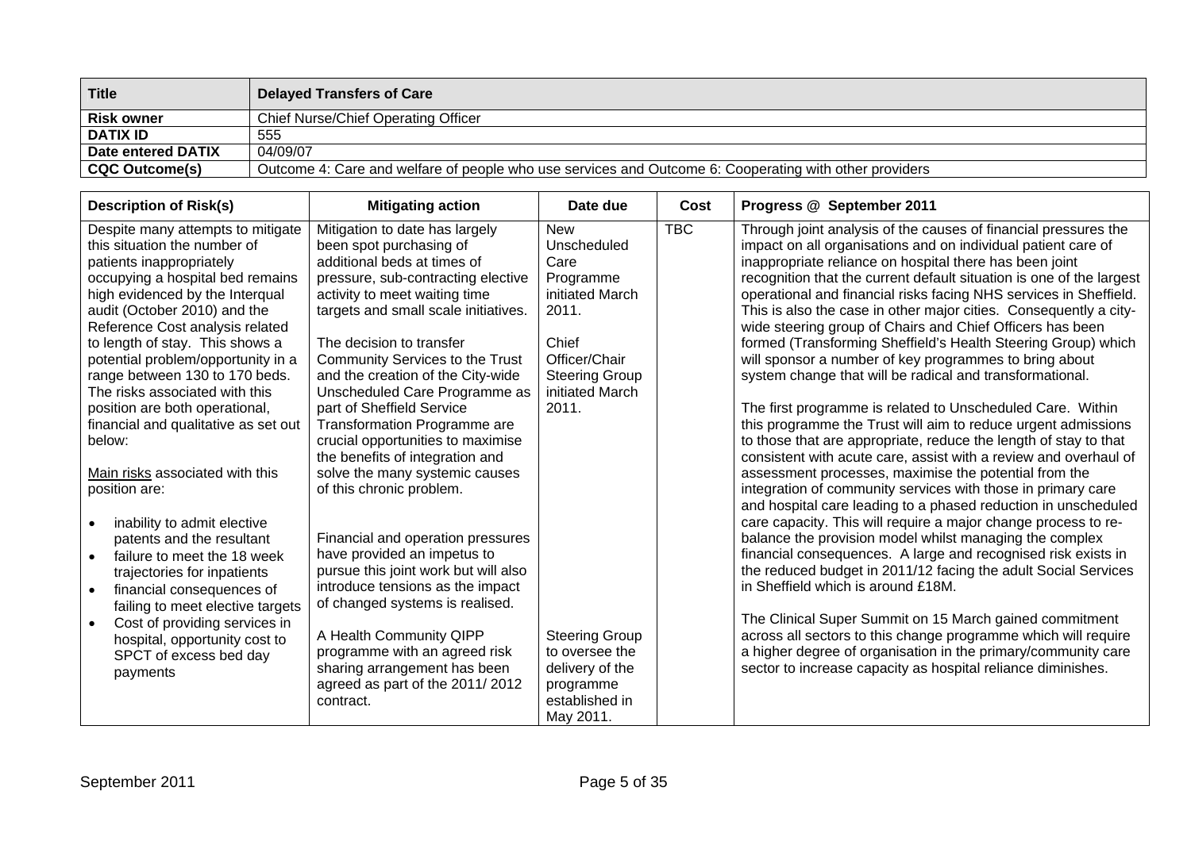| Title | Delayed Transfers of Care |
|---|---|
| **Risk owner** | Chief Nurse/Chief Operating Officer |
| **DATIX ID** | 555 |
| **Date entered DATIX** | 04/09/07 |
| **CQC Outcome(s)** | Outcome 4: Care and welfare of people who use services and Outcome 6: Cooperating with other providers |

| Description of Risk(s) | Mitigating action | Date due | Cost | Progress @ September 2011 |
|---|---|---|---|---|
| Despite many attempts to mitigate this situation the number of patients inappropriately occupying a hospital bed remains high evidenced by the Interqual audit (October 2010) and the Reference Cost analysis related to length of stay. This shows a potential problem/opportunity in a range between 130 to 170 beds. The risks associated with this position are both operational, financial and qualitative as set out below:<br><br>Main risks associated with this position are:<br><br>• inability to admit elective patents and the resultant<br>• failure to meet the 18 week trajectories for inpatients<br>• financial consequences of failing to meet elective targets<br>• Cost of providing services in hospital, opportunity cost to SPCT of excess bed day payments | Mitigation to date has largely been spot purchasing of additional beds at times of pressure, sub-contracting elective activity to meet waiting time targets and small scale initiatives.<br><br>The decision to transfer Community Services to the Trust and the creation of the City-wide Unscheduled Care Programme as part of Sheffield Service Transformation Programme are crucial opportunities to maximise the benefits of integration and solve the many systemic causes of this chronic problem.<br><br>Financial and operation pressures have provided an impetus to pursue this joint work but will also introduce tensions as the impact of changed systems is realised.<br><br>A Health Community QIPP programme with an agreed risk sharing arrangement has been agreed as part of the 2011/ 2012 contract. | New Unscheduled Care Programme initiated March 2011.<br><br>Chief Officer/Chair Steering Group initiated March 2011.<br><br>Steering Group to oversee the delivery of the programme established in May 2011. | TBC | Through joint analysis of the causes of financial pressures the impact on all organisations and on individual patient care of inappropriate reliance on hospital there has been joint recognition that the current default situation is one of the largest operational and financial risks facing NHS services in Sheffield. This is also the case in other major cities. Consequently a city-wide steering group of Chairs and Chief Officers has been formed (Transforming Sheffield's Health Steering Group) which will sponsor a number of key programmes to bring about system change that will be radical and transformational.<br><br>The first programme is related to Unscheduled Care. Within this programme the Trust will aim to reduce urgent admissions to those that are appropriate, reduce the length of stay to that consistent with acute care, assist with a review and overhaul of assessment processes, maximise the potential from the integration of community services with those in primary care and hospital care leading to a phased reduction in unscheduled care capacity. This will require a major change process to re-balance the provision model whilst managing the complex financial consequences. A large and recognised risk exists in the reduced budget in 2011/12 facing the adult Social Services in Sheffield which is around £18M.<br><br>The Clinical Super Summit on 15 March gained commitment across all sectors to this change programme which will require a higher degree of organisation in the primary/community care sector to increase capacity as hospital reliance diminishes. |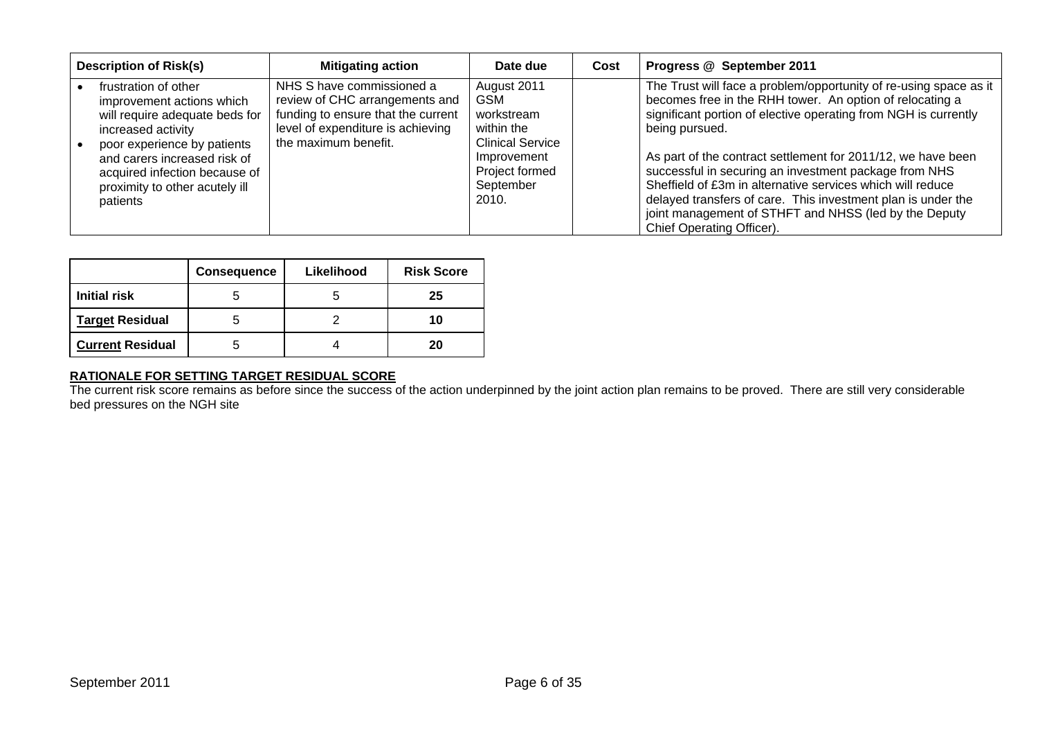| Description of Risk(s) | Mitigating action | Date due | Cost | Progress @ September 2011 |
| --- | --- | --- | --- | --- |
| • frustration of other improvement actions which will require adequate beds for increased activity<br>• poor experience by patients and carers increased risk of acquired infection because of proximity to other acutely ill patients | NHS S have commissioned a review of CHC arrangements and funding to ensure that the current level of expenditure is achieving the maximum benefit. | August 2011 GSM workstream within the Clinical Service Improvement Project formed September 2010. | | The Trust will face a problem/opportunity of re-using space as it becomes free in the RHH tower. An option of relocating a significant portion of elective operating from NGH is currently being pursued.<br><br>As part of the contract settlement for 2011/12, we have been successful in securing an investment package from NHS Sheffield of £3m in alternative services which will reduce delayed transfers of care. This investment plan is under the joint management of STHFT and NHSS (led by the Deputy Chief Operating Officer). |

| | Consequence | Likelihood | Risk Score |
| --- | --- | --- | --- |
| **Initial risk** | 5 | 5 | **25** |
| **Target Residual** | 5 | 2 | **10** |
| **Current Residual** | 5 | 4 | **20** |

**RATIONALE FOR SETTING TARGET RESIDUAL SCORE**

The current risk score remains as before since the success of the action underpinned by the joint action plan remains to be proved. There are still very considerable bed pressures on the NGH site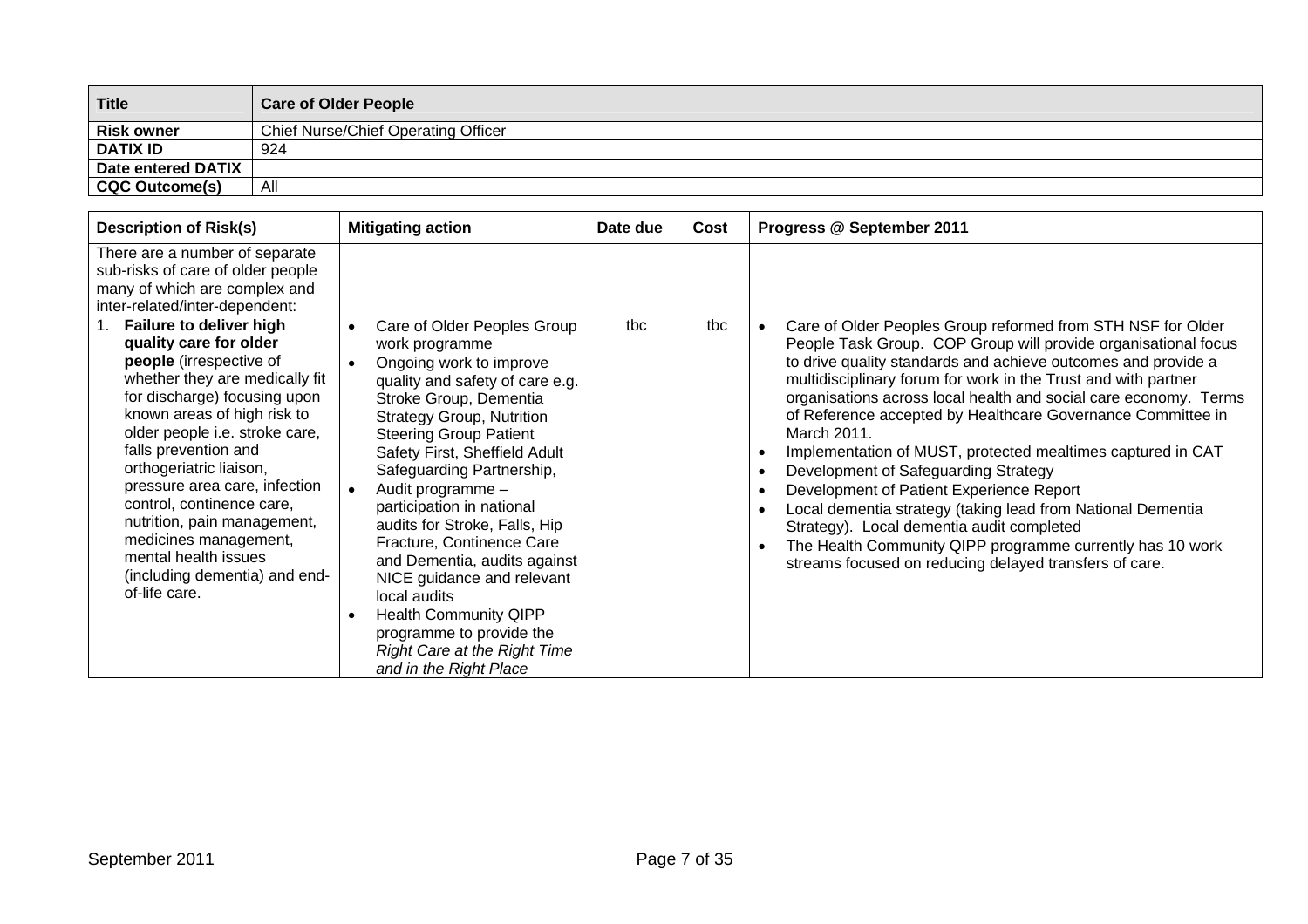| Title | Care of Older People |
|---|---|
| **Risk owner** | Chief Nurse/Chief Operating Officer |
| **DATIX ID** | 924 |
| **Date entered DATIX** | |
| **CQC Outcome(s)** | All |

| Description of Risk(s) | Mitigating action | Date due | Cost | Progress @ September 2011 |
|---|---|---|---|---|
| There are a number of separate sub-risks of care of older people many of which are complex and inter-related/inter-dependent: | | | | |
| 1. **Failure to deliver high quality care for older people** (irrespective of whether they are medically fit for discharge) focusing upon known areas of high risk to older people i.e. stroke care, falls prevention and orthogeriatric liaison, pressure area care, infection control, continence care, nutrition, pain management, medicines management, mental health issues (including dementia) and end-of-life care. | • Care of Older Peoples Group work programme<br>• Ongoing work to improve quality and safety of care e.g. Stroke Group, Dementia Strategy Group, Nutrition Steering Group Patient Safety First, Sheffield Adult Safeguarding Partnership,<br>• Audit programme – participation in national audits for Stroke, Falls, Hip Fracture, Continence Care and Dementia, audits against NICE guidance and relevant local audits<br>• Health Community QIPP programme to provide the *Right Care at the Right Time and in the Right Place* | tbc | tbc | • Care of Older Peoples Group reformed from STH NSF for Older People Task Group. COP Group will provide organisational focus to drive quality standards and achieve outcomes and provide a multidisciplinary forum for work in the Trust and with partner organisations across local health and social care economy. Terms of Reference accepted by Healthcare Governance Committee in March 2011.<br>• Implementation of MUST, protected mealtimes captured in CAT<br>• Development of Safeguarding Strategy<br>• Development of Patient Experience Report<br>• Local dementia strategy (taking lead from National Dementia Strategy). Local dementia audit completed<br>• The Health Community QIPP programme currently has 10 work streams focused on reducing delayed transfers of care. |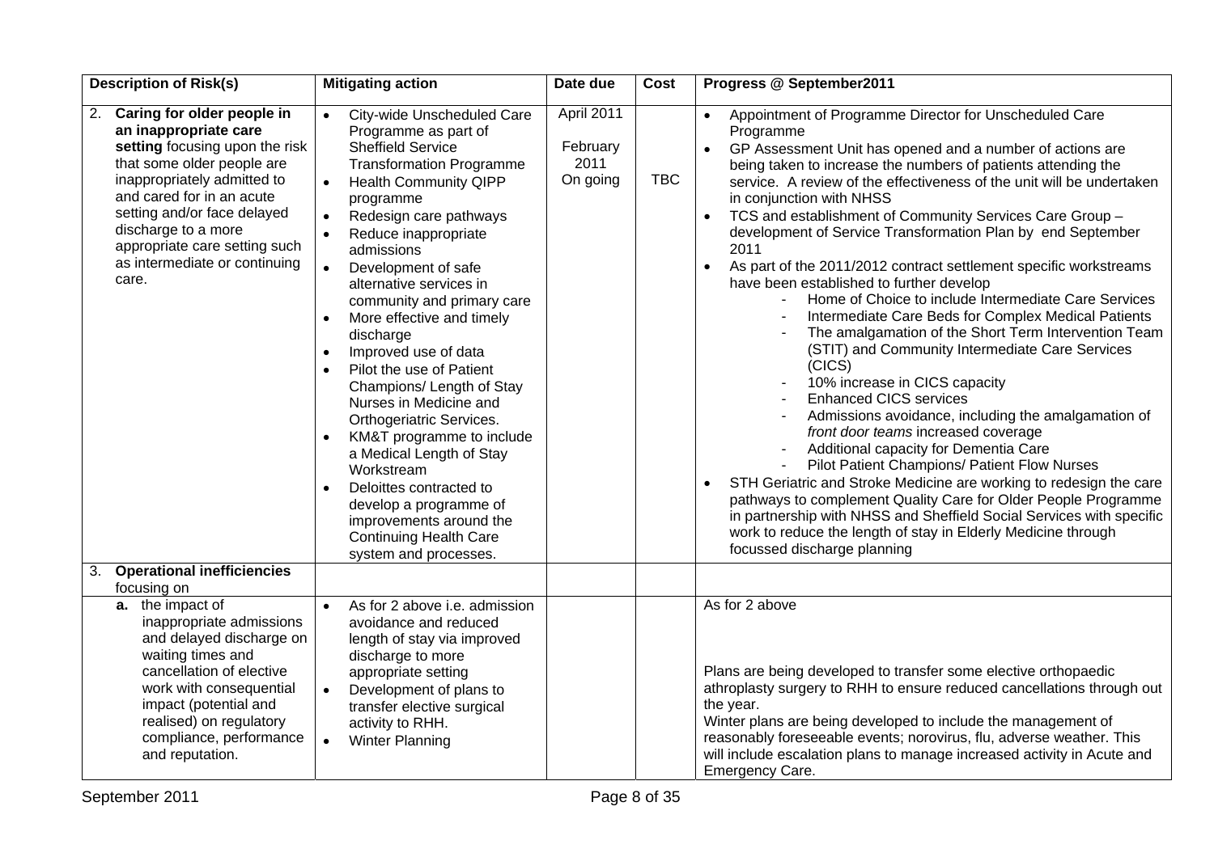| Description of Risk(s) | Mitigating action | Date due | Cost | Progress @ September2011 |
|---|---|---|---|---|
| 2. **Caring for older people in an inappropriate care setting** focusing upon the risk that some older people are inappropriately admitted to and cared for in an acute setting and/or face delayed discharge to a more appropriate care setting such as intermediate or continuing care. | • City-wide Unscheduled Care Programme as part of Sheffield Service Transformation Programme<br>• Health Community QIPP programme<br>• Redesign care pathways<br>• Reduce inappropriate admissions<br>• Development of safe alternative services in community and primary care<br>• More effective and timely discharge<br>• Improved use of data<br>• Pilot the use of Patient Champions/ Length of Stay Nurses in Medicine and Orthogeriatric Services.<br>• KM&T programme to include a Medical Length of Stay Workstream<br>• Deloittes contracted to develop a programme of improvements around the Continuing Health Care system and processes. | April 2011<br><br>February 2011<br><br>On going | TBC | • Appointment of Programme Director for Unscheduled Care Programme<br>• GP Assessment Unit has opened and a number of actions are being taken to increase the numbers of patients attending the service. A review of the effectiveness of the unit will be undertaken in conjunction with NHSS<br>• TCS and establishment of Community Services Care Group – development of Service Transformation Plan by end September 2011<br>• As part of the 2011/2012 contract settlement specific workstreams have been established to further develop<br>- Home of Choice to include Intermediate Care Services<br>- Intermediate Care Beds for Complex Medical Patients<br>- The amalgamation of the Short Term Intervention Team (STIT) and Community Intermediate Care Services (CICS)<br>- 10% increase in CICS capacity<br>- Enhanced CICS services<br>- Admissions avoidance, including the amalgamation of *front door teams* increased coverage<br>- Additional capacity for Dementia Care<br>- Pilot Patient Champions/ Patient Flow Nurses<br>• STH Geriatric and Stroke Medicine are working to redesign the care pathways to complement Quality Care for Older People Programme in partnership with NHSS and Sheffield Social Services with specific work to reduce the length of stay in Elderly Medicine through focussed discharge planning |
| 3. **Operational inefficiencies** focusing on | | | | |
| **a.** the impact of inappropriate admissions and delayed discharge on waiting times and cancellation of elective work with consequential impact (potential and realised) on regulatory compliance, performance and reputation. | • As for 2 above i.e. admission avoidance and reduced length of stay via improved discharge to more appropriate setting<br>• Development of plans to transfer elective surgical activity to RHH.<br>• Winter Planning | | | As for 2 above<br><br>Plans are being developed to transfer some elective orthopaedic athroplasty surgery to RHH to ensure reduced cancellations through out the year.<br>Winter plans are being developed to include the management of reasonably foreseeable events; norovirus, flu, adverse weather. This will include escalation plans to manage increased activity in Acute and Emergency Care. |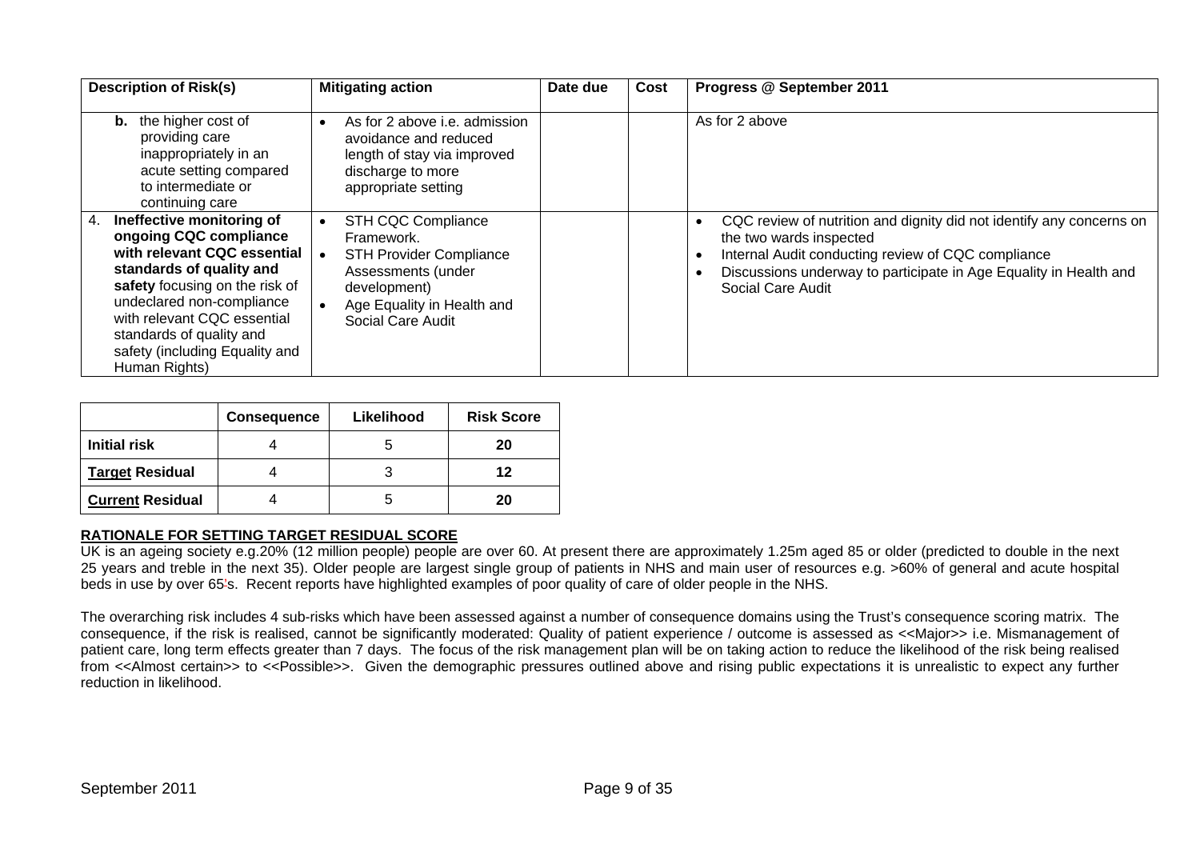| Description of Risk(s) | Mitigating action | Date due | Cost | Progress @ September 2011 |
|---|---|---|---|---|
| **b.** the higher cost of providing care inappropriately in an acute setting compared to intermediate or continuing care | • As for 2 above i.e. admission avoidance and reduced length of stay via improved discharge to more appropriate setting | | | As for 2 above |
| 4. **Ineffective monitoring of ongoing CQC compliance with relevant CQC essential standards of quality and safety** focusing on the risk of undeclared non-compliance with relevant CQC essential standards of quality and safety (including Equality and Human Rights) | • STH CQC Compliance Framework.<br>• STH Provider Compliance Assessments (under development)<br>• Age Equality in Health and Social Care Audit | | | • CQC review of nutrition and dignity did not identify any concerns on the two wards inspected<br>• Internal Audit conducting review of CQC compliance<br>• Discussions underway to participate in Age Equality in Health and Social Care Audit |

| | Consequence | Likelihood | Risk Score |
|---|---|---|---|
| **Initial risk** | 4 | 5 | **20** |
| **Target Residual** | 4 | 3 | **12** |
| **Current Residual** | 4 | 5 | **20** |

**RATIONALE FOR SETTING TARGET RESIDUAL SCORE**

UK is an ageing society e.g.20% (12 million people) people are over 60. At present there are approximately 1.25m aged 85 or older (predicted to double in the next 25 years and treble in the next 35). Older people are largest single group of patients in NHS and main user of resources e.g. >60% of general and acute hospital beds in use by over 65's. Recent reports have highlighted examples of poor quality of care of older people in the NHS.

The overarching risk includes 4 sub-risks which have been assessed against a number of consequence domains using the Trust's consequence scoring matrix. The consequence, if the risk is realised, cannot be significantly moderated: Quality of patient experience / outcome is assessed as <<Major>> i.e. Mismanagement of patient care, long term effects greater than 7 days. The focus of the risk management plan will be on taking action to reduce the likelihood of the risk being realised from <<Almost certain>> to <<Possible>>. Given the demographic pressures outlined above and rising public expectations it is unrealistic to expect any further reduction in likelihood.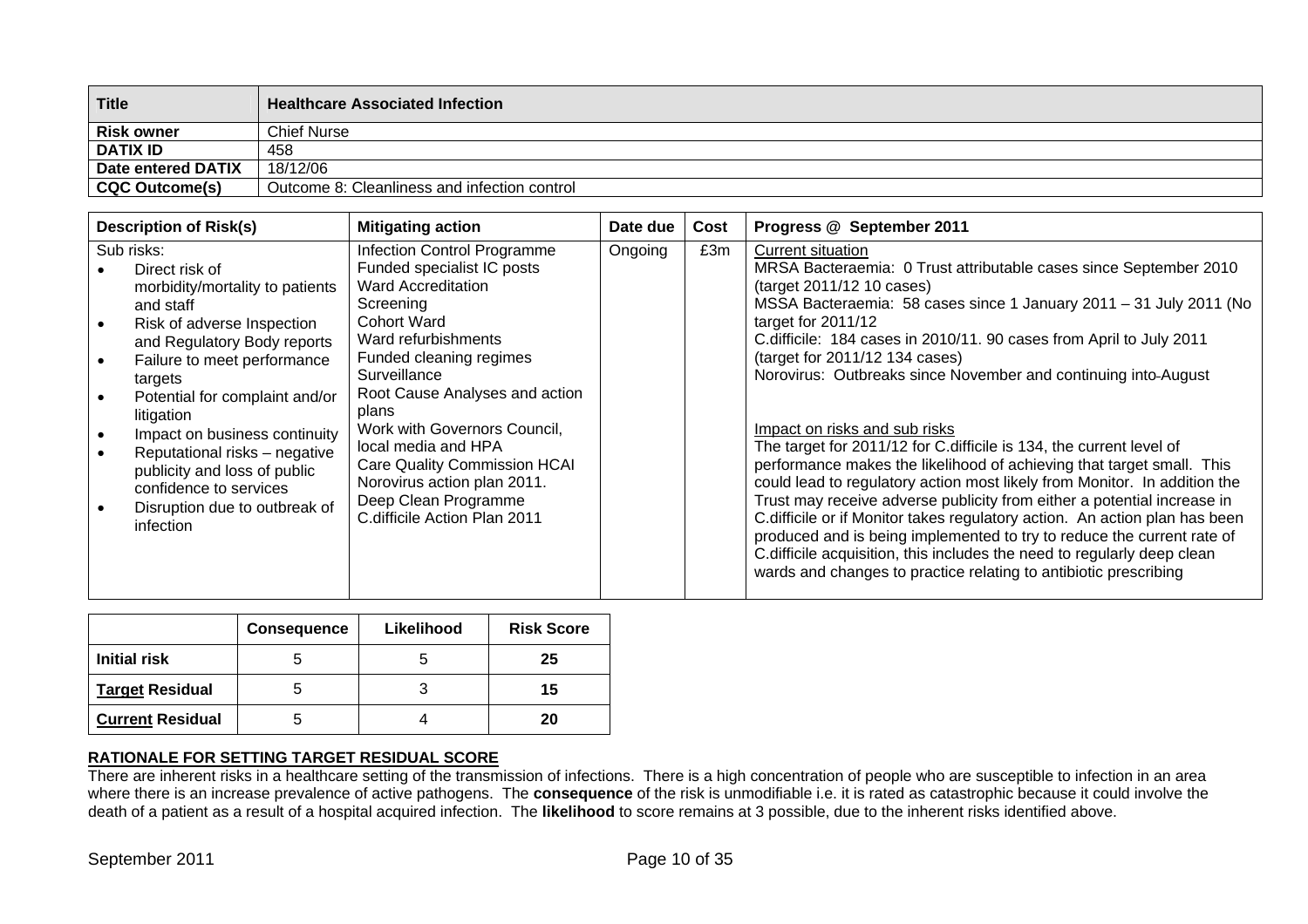| Title | Healthcare Associated Infection |
|---|---|
| **Risk owner** | Chief Nurse |
| **DATIX ID** | 458 |
| **Date entered DATIX** | 18/12/06 |
| **CQC Outcome(s)** | Outcome 8: Cleanliness and infection control |

| Description of Risk(s) | Mitigating action | Date due | Cost | Progress @ September 2011 |
|---|---|---|---|---|
| Sub risks:<br>• Direct risk of morbidity/mortality to patients and staff<br>• Risk of adverse Inspection and Regulatory Body reports<br>• Failure to meet performance targets<br>• Potential for complaint and/or litigation<br>• Impact on business continuity<br>• Reputational risks – negative publicity and loss of public confidence to services<br>• Disruption due to outbreak of infection | Infection Control Programme<br>Funded specialist IC posts<br>Ward Accreditation<br>Screening<br>Cohort Ward<br>Ward refurbishments<br>Funded cleaning regimes<br>Surveillance<br>Root Cause Analyses and action plans<br>Work with Governors Council, local media and HPA<br>Care Quality Commission HCAI<br>Norovirus action plan 2011.<br>Deep Clean Programme<br>C.difficile Action Plan 2011 | Ongoing | £3m | <u>Current situation</u><br>MRSA Bacteraemia: 0 Trust attributable cases since September 2010 (target 2011/12 10 cases)<br>MSSA Bacteraemia: 58 cases since 1 January 2011 – 31 July 2011 (No target for 2011/12<br>C.difficile: 184 cases in 2010/11. 90 cases from April to July 2011 (target for 2011/12 134 cases)<br>Norovirus: Outbreaks since November and continuing into August<br><br><u>Impact on risks and sub risks</u><br>The target for 2011/12 for C.difficile is 134, the current level of performance makes the likelihood of achieving that target small. This could lead to regulatory action most likely from Monitor. In addition the Trust may receive adverse publicity from either a potential increase in C.difficile or if Monitor takes regulatory action. An action plan has been produced and is being implemented to try to reduce the current rate of C.difficile acquisition, this includes the need to regularly deep clean wards and changes to practice relating to antibiotic prescribing |

| | Consequence | Likelihood | Risk Score |
|---|---|---|---|
| **Initial risk** | 5 | 5 | **25** |
| **<u>Target</u> Residual** | 5 | 3 | **15** |
| **<u>Current</u> Residual** | 5 | 4 | **20** |

**<u>RATIONALE FOR SETTING TARGET RESIDUAL SCORE</u>**

There are inherent risks in a healthcare setting of the transmission of infections. There is a high concentration of people who are susceptible to infection in an area where there is an increase prevalence of active pathogens. The **consequence** of the risk is unmodifiable i.e. it is rated as catastrophic because it could involve the death of a patient as a result of a hospital acquired infection. The **likelihood** to score remains at 3 possible, due to the inherent risks identified above.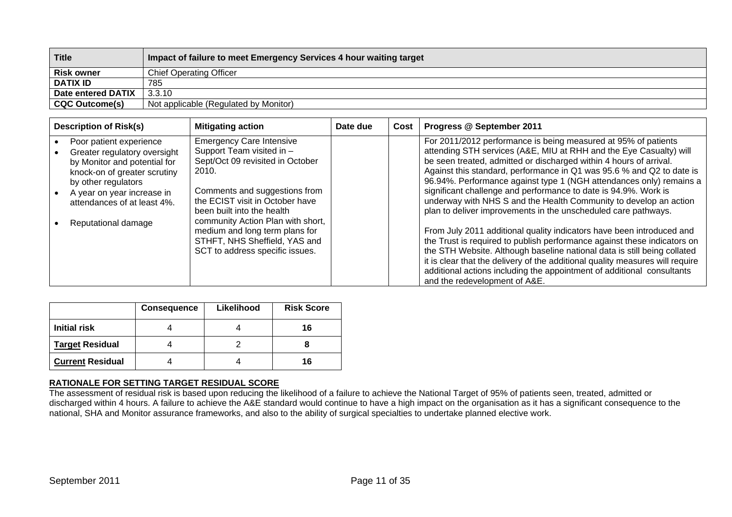| Title | Impact of failure to meet Emergency Services 4 hour waiting target |
|---|---|
| Risk owner | Chief Operating Officer |
| DATIX ID | 785 |
| Date entered DATIX | 3.3.10 |
| CQC Outcome(s) | Not applicable (Regulated by Monitor) |

| Description of Risk(s) | Mitigating action | Date due | Cost | Progress @ September 2011 |
|---|---|---|---|---|
| • Poor patient experience<br>• Greater regulatory oversight by Monitor and potential for knock-on of greater scrutiny by other regulators<br>• A year on year increase in attendances of at least 4%.<br><br>• Reputational damage | Emergency Care Intensive Support Team visited in – Sept/Oct 09 revisited in October 2010.<br><br>Comments and suggestions from the ECIST visit in October have been built into the health community Action Plan with short, medium and long term plans for STHFT, NHS Sheffield, YAS and SCT to address specific issues. | | | For 2011/2012 performance is being measured at 95% of patients attending STH services (A&E, MIU at RHH and the Eye Casualty) will be seen treated, admitted or discharged within 4 hours of arrival. Against this standard, performance in Q1 was 95.6 % and Q2 to date is 96.94%. Performance against type 1 (NGH attendances only) remains a significant challenge and performance to date is 94.9%. Work is underway with NHS S and the Health Community to develop an action plan to deliver improvements in the unscheduled care pathways.<br><br>From July 2011 additional quality indicators have been introduced and the Trust is required to publish performance against these indicators on the STH Website. Although baseline national data is still being collated it is clear that the delivery of the additional quality measures will require additional actions including the appointment of additional consultants and the redevelopment of A&E. |

| | Consequence | Likelihood | Risk Score |
|---|---|---|---|
| **Initial risk** | 4 | 4 | **16** |
| **Target Residual** | 4 | 2 | **8** |
| **Current Residual** | 4 | 4 | **16** |

**RATIONALE FOR SETTING TARGET RESIDUAL SCORE**

The assessment of residual risk is based upon reducing the likelihood of a failure to achieve the National Target of 95% of patients seen, treated, admitted or discharged within 4 hours. A failure to achieve the A&E standard would continue to have a high impact on the organisation as it has a significant consequence to the national, SHA and Monitor assurance frameworks, and also to the ability of surgical specialties to undertake planned elective work.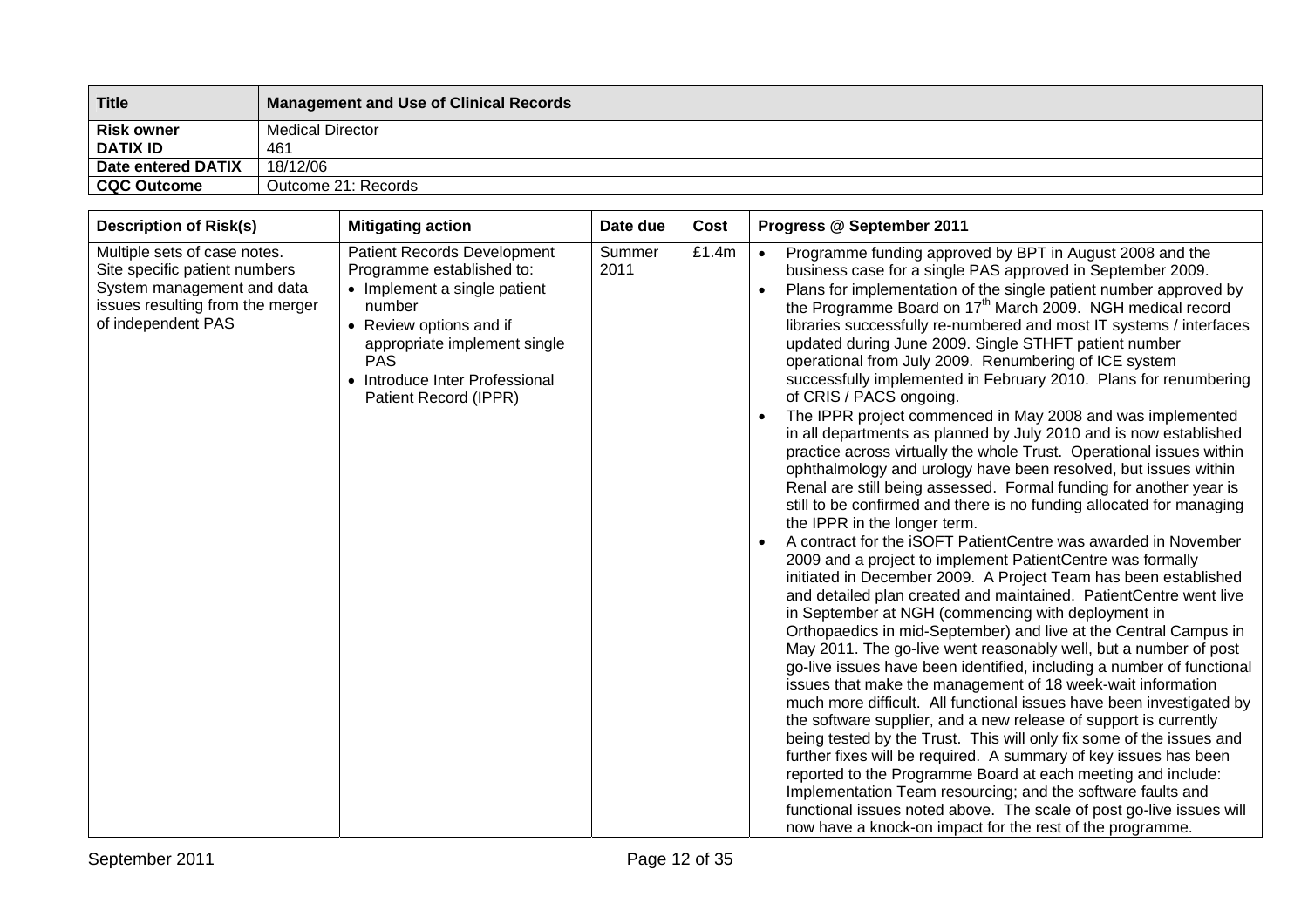| Title | Management and Use of Clinical Records |
|---|---|
| **Risk owner** | Medical Director |
| **DATIX ID** | 461 |
| **Date entered DATIX** | 18/12/06 |
| **CQC Outcome** | Outcome 21: Records |

| Description of Risk(s) | Mitigating action | Date due | Cost | Progress @ September 2011 |
|---|---|---|---|---|
| Multiple sets of case notes. Site specific patient numbers System management and data issues resulting from the merger of independent PAS | Patient Records Development Programme established to: <br>• Implement a single patient number <br>• Review options and if appropriate implement single PAS <br>• Introduce Inter Professional Patient Record (IPPR) | Summer 2011 | £1.4m | • Programme funding approved by BPT in August 2008 and the business case for a single PAS approved in September 2009. <br>• Plans for implementation of the single patient number approved by the Programme Board on 17th March 2009. NGH medical record libraries successfully re-numbered and most IT systems / interfaces updated during June 2009. Single STHFT patient number operational from July 2009. Renumbering of ICE system successfully implemented in February 2010. Plans for renumbering of CRIS / PACS ongoing. <br>• The IPPR project commenced in May 2008 and was implemented in all departments as planned by July 2010 and is now established practice across virtually the whole Trust. Operational issues within ophthalmology and urology have been resolved, but issues within Renal are still being assessed. Formal funding for another year is still to be confirmed and there is no funding allocated for managing the IPPR in the longer term. <br>• A contract for the iSOFT PatientCentre was awarded in November 2009 and a project to implement PatientCentre was formally initiated in December 2009. A Project Team has been established and detailed plan created and maintained. PatientCentre went live in September at NGH (commencing with deployment in Orthopaedics in mid-September) and live at the Central Campus in May 2011. The go-live went reasonably well, but a number of post go-live issues have been identified, including a number of functional issues that make the management of 18 week-wait information much more difficult. All functional issues have been investigated by the software supplier, and a new release of support is currently being tested by the Trust. This will only fix some of the issues and further fixes will be required. A summary of key issues has been reported to the Programme Board at each meeting and include: Implementation Team resourcing; and the software faults and functional issues noted above. The scale of post go-live issues will now have a knock-on impact for the rest of the programme. |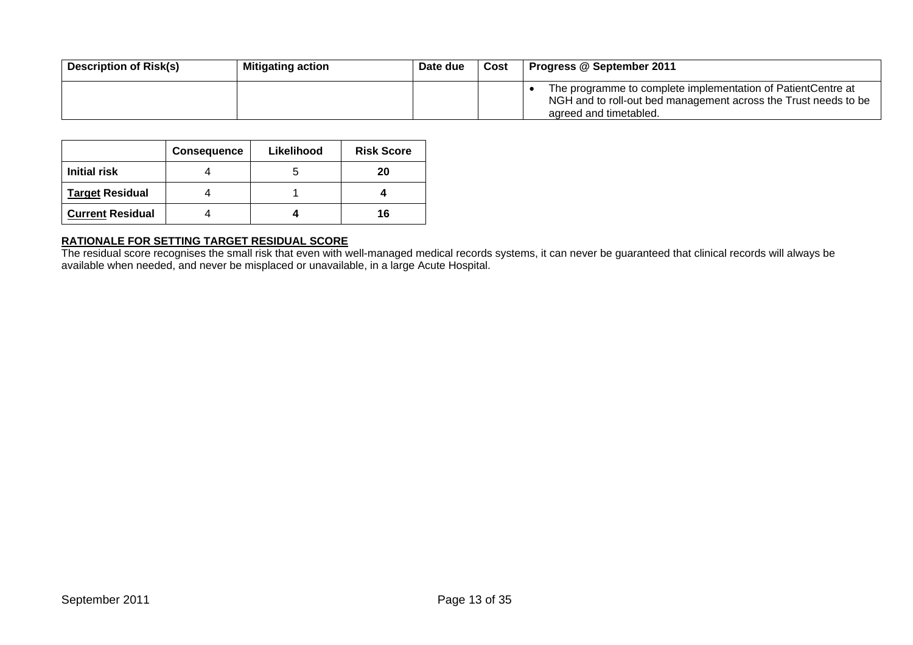| Description of Risk(s) | Mitigating action | Date due | Cost | Progress @ September 2011 |
|---|---|---|---|---|
| | | | | • The programme to complete implementation of PatientCentre at NGH and to roll-out bed management across the Trust needs to be agreed and timetabled. |

| | Consequence | Likelihood | Risk Score |
|---|---|---|---|
| **Initial risk** | 4 | 5 | **20** |
| **Target Residual** | 4 | 1 | **4** |
| **Current Residual** | 4 | **4** | **16** |

**RATIONALE FOR SETTING TARGET RESIDUAL SCORE**

The residual score recognises the small risk that even with well-managed medical records systems, it can never be guaranteed that clinical records will always be available when needed, and never be misplaced or unavailable, in a large Acute Hospital.

September 2011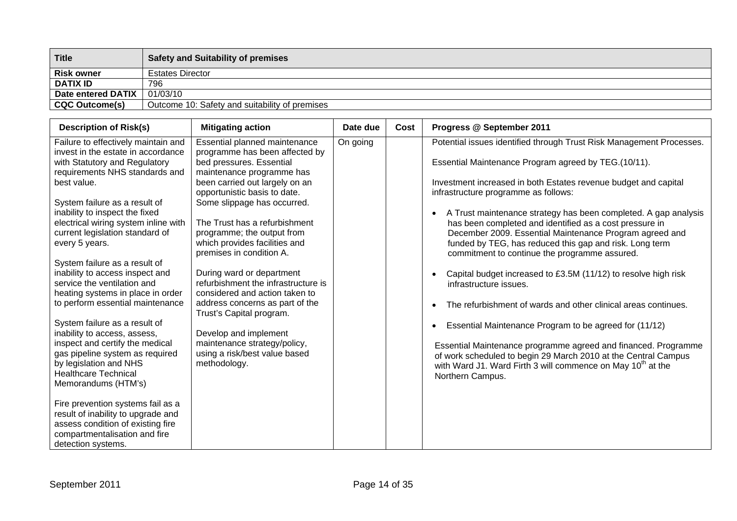| Title | Safety and Suitability of premises |
|---|---|
| **Risk owner** | Estates Director |
| **DATIX ID** | 796 |
| **Date entered DATIX** | 01/03/10 |
| **CQC Outcome(s)** | Outcome 10: Safety and suitability of premises |

| Description of Risk(s) | Mitigating action | Date due | Cost | Progress @ September 2011 |
|---|---|---|---|---|
| Failure to effectively maintain and invest in the estate in accordance with Statutory and Regulatory requirements NHS standards and best value.<br><br>System failure as a result of inability to inspect the fixed electrical wiring system inline with current legislation standard of every 5 years.<br><br>System failure as a result of inability to access inspect and service the ventilation and heating systems in place in order to perform essential maintenance<br><br>System failure as a result of inability to access, assess, inspect and certify the medical gas pipeline system as required by legislation and NHS Healthcare Technical Memorandums (HTM's)<br><br>Fire prevention systems fail as a result of inability to upgrade and assess condition of existing fire compartmentalisation and fire detection systems. | Essential planned maintenance programme has been affected by bed pressures. Essential maintenance programme has been carried out largely on an opportunistic basis to date. Some slippage has occurred.<br><br>The Trust has a refurbishment programme; the output from which provides facilities and premises in condition A.<br><br>During ward or department refurbishment the infrastructure is considered and action taken to address concerns as part of the Trust's Capital program.<br><br>Develop and implement maintenance strategy/policy, using a risk/best value based methodology. | On going | | Potential issues identified through Trust Risk Management Processes.<br><br>Essential Maintenance Program agreed by TEG.(10/11).<br><br>Investment increased in both Estates revenue budget and capital infrastructure programme as follows:<br><br>• A Trust maintenance strategy has been completed. A gap analysis has been completed and identified as a cost pressure in December 2009. Essential Maintenance Program agreed and funded by TEG, has reduced this gap and risk. Long term commitment to continue the programme assured.<br><br>• Capital budget increased to £3.5M (11/12) to resolve high risk infrastructure issues.<br><br>• The refurbishment of wards and other clinical areas continues.<br><br>• Essential Maintenance Program to be agreed for (11/12)<br><br>Essential Maintenance programme agreed and financed. Programme of work scheduled to begin 29 March 2010 at the Central Campus with Ward J1. Ward Firth 3 will commence on May 10th at the Northern Campus. |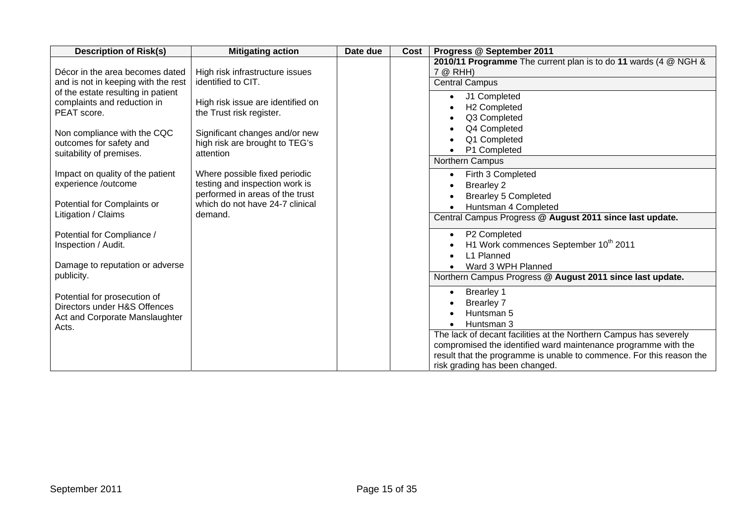| Description of Risk(s) | Mitigating action | Date due | Cost | Progress @ September 2011 |
|---|---|---|---|---|
| Décor in the area becomes dated and is not in keeping with the rest of the estate resulting in patient complaints and reduction in PEAT score.<br><br>Non compliance with the CQC outcomes for safety and suitability of premises.<br><br>Impact on quality of the patient experience /outcome<br><br>Potential for Complaints or Litigation / Claims<br><br>Potential for Compliance / Inspection / Audit.<br><br>Damage to reputation or adverse publicity.<br><br>Potential for prosecution of Directors under H&S Offences Act and Corporate Manslaughter Acts. | High risk infrastructure issues identified to CIT.<br><br>High risk issue are identified on the Trust risk register.<br><br>Significant changes and/or new high risk are brought to TEG's attention<br><br>Where possible fixed periodic testing and inspection work is performed in areas of the trust which do not have 24-7 clinical demand. | | | **2010/11 Programme** The current plan is to do **11** wards (4 @ NGH & 7 @ RHH)<br><br>Central Campus<br>• J1 Completed<br>• H2 Completed<br>• Q3 Completed<br>• Q4 Completed<br>• Q1 Completed<br>• P1 Completed<br><br>Northern Campus<br>• Firth 3 Completed<br>• Brearley 2<br>• Brearley 5 Completed<br>• Huntsman 4 Completed<br><br>Central Campus Progress @ **August 2011 since last update.**<br>• P2 Completed<br>• H1 Work commences September 10th 2011<br>• L1 Planned<br>• Ward 3 WPH Planned<br><br>Northern Campus Progress @ **August 2011 since last update.**<br>• Brearley 1<br>• Brearley 7<br>• Huntsman 5<br>• Huntsman 3<br><br>The lack of decant facilities at the Northern Campus has severely compromised the identified ward maintenance programme with the result that the programme is unable to commence. For this reason the risk grading has been changed. |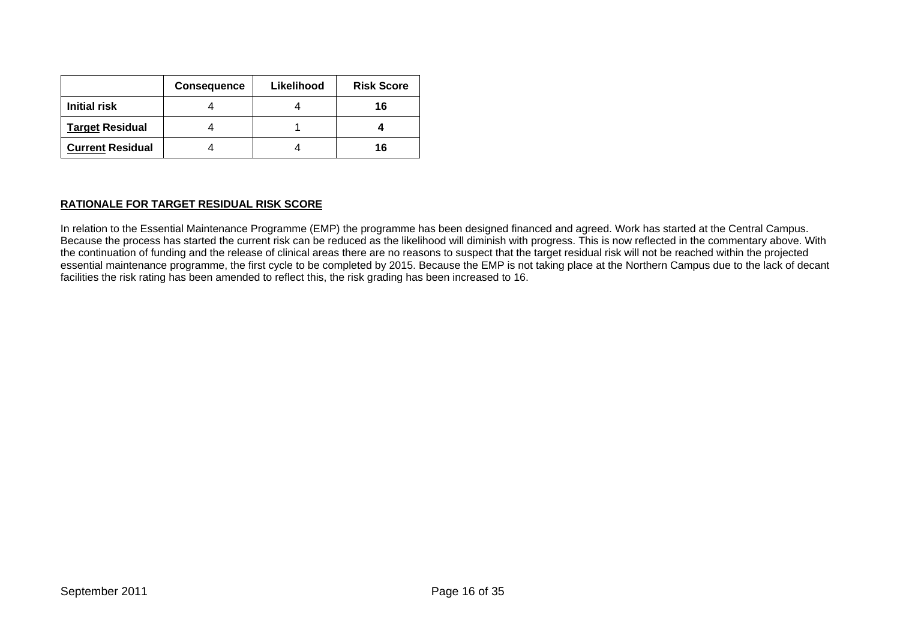| | Consequence | Likelihood | Risk Score |
|---|---|---|---|
| **Initial risk** | 4 | 4 | **16** |
| **<u>Target</u> Residual** | 4 | 1 | **4** |
| **<u>Current</u> Residual** | 4 | 4 | **16** |

**<u>RATIONALE FOR TARGET RESIDUAL RISK SCORE</u>**

In relation to the Essential Maintenance Programme (EMP) the programme has been designed financed and agreed. Work has started at the Central Campus. Because the process has started the current risk can be reduced as the likelihood will diminish with progress. This is now reflected in the commentary above. With the continuation of funding and the release of clinical areas there are no reasons to suspect that the target residual risk will not be reached within the projected essential maintenance programme, the first cycle to be completed by 2015. Because the EMP is not taking place at the Northern Campus due to the lack of decant facilities the risk rating has been amended to reflect this, the risk grading has been increased to 16.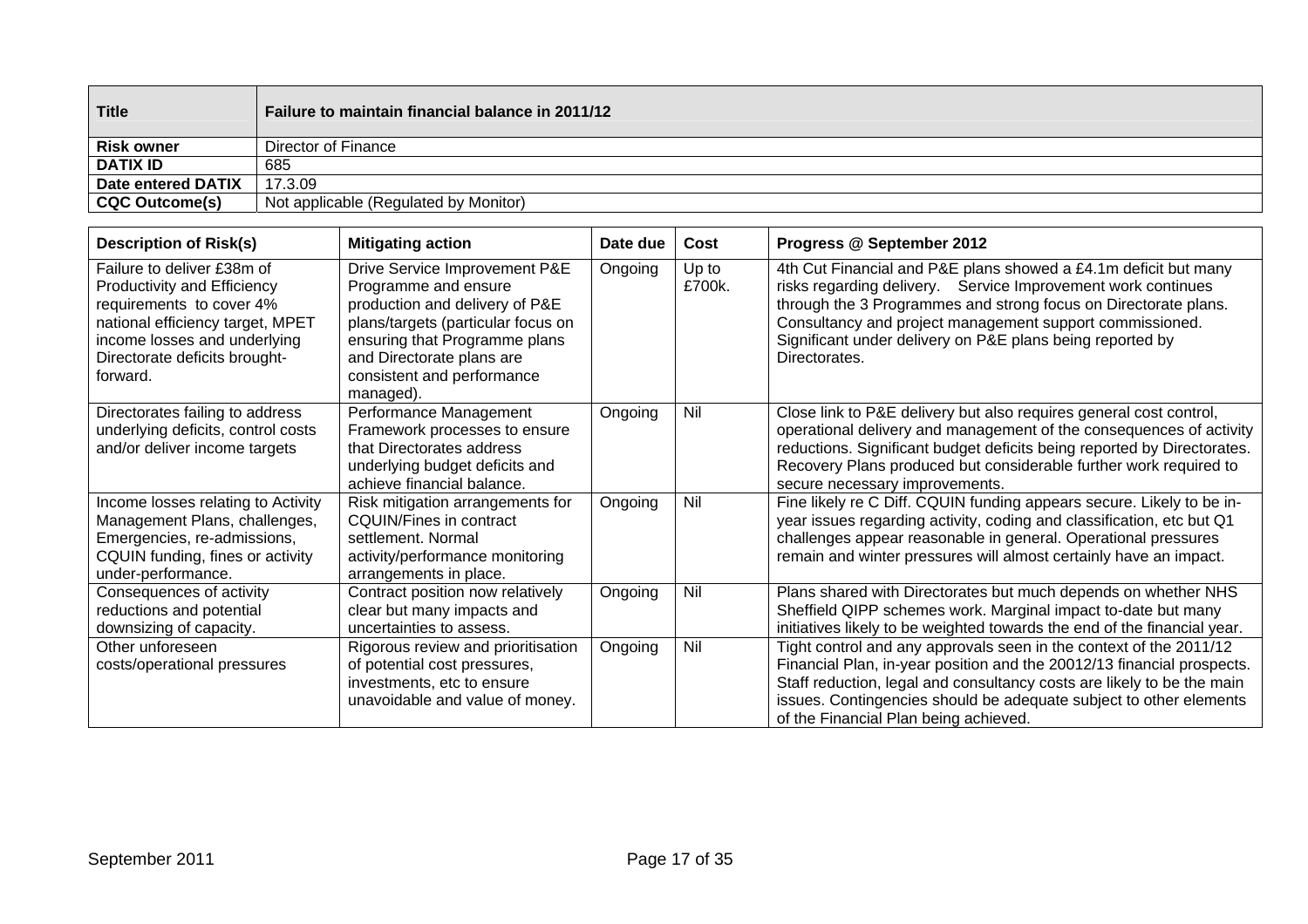| Title | Failure to maintain financial balance in 2011/12 |
|---|---|
| **Risk owner** | Director of Finance |
| **DATIX ID** | 685 |
| **Date entered DATIX** | 17.3.09 |
| **CQC Outcome(s)** | Not applicable (Regulated by Monitor) |

| Description of Risk(s) | Mitigating action | Date due | Cost | Progress @ September 2012 |
|---|---|---|---|---|
| Failure to deliver £38m of Productivity and Efficiency requirements to cover 4% national efficiency target, MPET income losses and underlying Directorate deficits brought-forward. | Drive Service Improvement P&E Programme and ensure production and delivery of P&E plans/targets (particular focus on ensuring that Programme plans and Directorate plans are consistent and performance managed). | Ongoing | Up to £700k. | 4th Cut Financial and P&E plans showed a £4.1m deficit but many risks regarding delivery. Service Improvement work continues through the 3 Programmes and strong focus on Directorate plans. Consultancy and project management support commissioned. Significant under delivery on P&E plans being reported by Directorates. |
| Directorates failing to address underlying deficits, control costs and/or deliver income targets | Performance Management Framework processes to ensure that Directorates address underlying budget deficits and achieve financial balance. | Ongoing | Nil | Close link to P&E delivery but also requires general cost control, operational delivery and management of the consequences of activity reductions. Significant budget deficits being reported by Directorates. Recovery Plans produced but considerable further work required to secure necessary improvements. |
| Income losses relating to Activity Management Plans, challenges, Emergencies, re-admissions, CQUIN funding, fines or activity under-performance. | Risk mitigation arrangements for CQUIN/Fines in contract settlement. Normal activity/performance monitoring arrangements in place. | Ongoing | Nil | Fine likely re C Diff. CQUIN funding appears secure. Likely to be in-year issues regarding activity, coding and classification, etc but Q1 challenges appear reasonable in general. Operational pressures remain and winter pressures will almost certainly have an impact. |
| Consequences of activity reductions and potential downsizing of capacity. | Contract position now relatively clear but many impacts and uncertainties to assess. | Ongoing | Nil | Plans shared with Directorates but much depends on whether NHS Sheffield QIPP schemes work. Marginal impact to-date but many initiatives likely to be weighted towards the end of the financial year. |
| Other unforeseen costs/operational pressures | Rigorous review and prioritisation of potential cost pressures, investments, etc to ensure unavoidable and value of money. | Ongoing | Nil | Tight control and any approvals seen in the context of the 2011/12 Financial Plan, in-year position and the 20012/13 financial prospects. Staff reduction, legal and consultancy costs are likely to be the main issues. Contingencies should be adequate subject to other elements of the Financial Plan being achieved. |

September 2011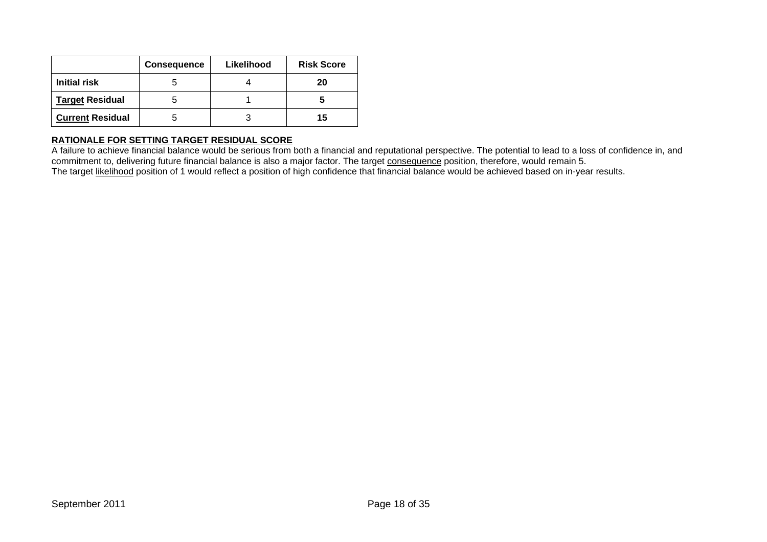|  | **Consequence** | **Likelihood** | **Risk Score** |
|---|---|---|---|
| **Initial risk** | 5 | 4 | **20** |
| **Target Residual** | 5 | 1 | **5** |
| **Current Residual** | 5 | 3 | **15** |

**RATIONALE FOR SETTING TARGET RESIDUAL SCORE**

A failure to achieve financial balance would be serious from both a financial and reputational perspective. The potential to lead to a loss of confidence in, and commitment to, delivering future financial balance is also a major factor. The target consequence position, therefore, would remain 5.
The target likelihood position of 1 would reflect a position of high confidence that financial balance would be achieved based on in-year results.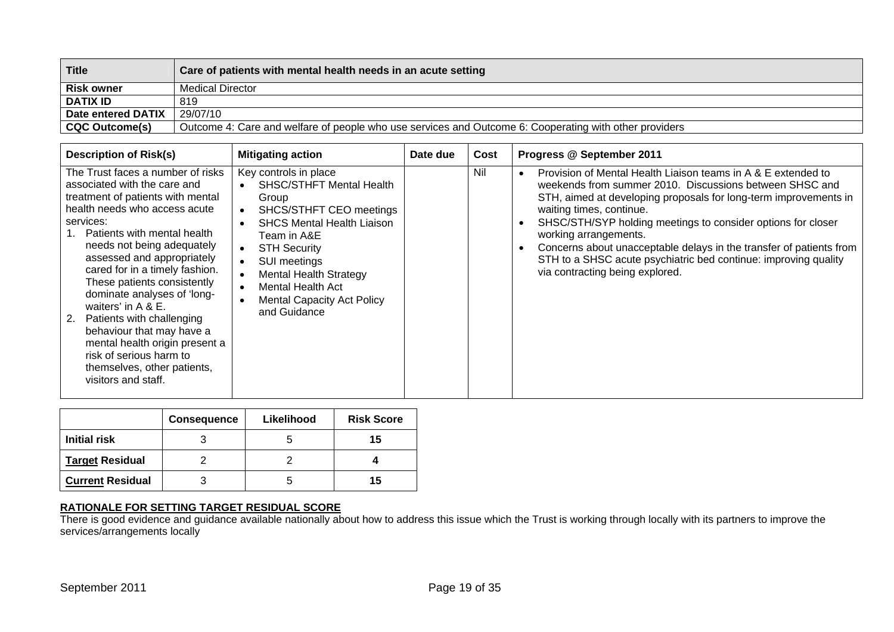| Title | Care of patients with mental health needs in an acute setting |
|---|---|
| **Risk owner** | Medical Director |
| **DATIX ID** | 819 |
| **Date entered DATIX** | 29/07/10 |
| **CQC Outcome(s)** | Outcome 4: Care and welfare of people who use services and Outcome 6: Cooperating with other providers |

| Description of Risk(s) | Mitigating action | Date due | Cost | Progress @ September 2011 |
|---|---|---|---|---|
| The Trust faces a number of risks associated with the care and treatment of patients with mental health needs who access acute services:<br>1. Patients with mental health needs not being adequately assessed and appropriately cared for in a timely fashion. These patients consistently dominate analyses of 'long-waiters' in A & E.<br>2. Patients with challenging behaviour that may have a mental health origin present a risk of serious harm to themselves, other patients, visitors and staff. | Key controls in place<br>• SHSC/STHFT Mental Health Group<br>• SHCS/STHFT CEO meetings<br>• SHCS Mental Health Liaison Team in A&E<br>• STH Security<br>• SUI meetings<br>• Mental Health Strategy<br>• Mental Health Act<br>• Mental Capacity Act Policy and Guidance | | Nil | • Provision of Mental Health Liaison teams in A & E extended to weekends from summer 2010. Discussions between SHSC and STH, aimed at developing proposals for long-term improvements in waiting times, continue.<br>• SHSC/STH/SYP holding meetings to consider options for closer working arrangements.<br>• Concerns about unacceptable delays in the transfer of patients from STH to a SHSC acute psychiatric bed continue: improving quality via contracting being explored. |

| | Consequence | Likelihood | Risk Score |
|---|---|---|---|
| **Initial risk** | 3 | 5 | **15** |
| **Target Residual** | 2 | 2 | **4** |
| **Current Residual** | 3 | 5 | **15** |

**RATIONALE FOR SETTING TARGET RESIDUAL SCORE**

There is good evidence and guidance available nationally about how to address this issue which the Trust is working through locally with its partners to improve the services/arrangements locally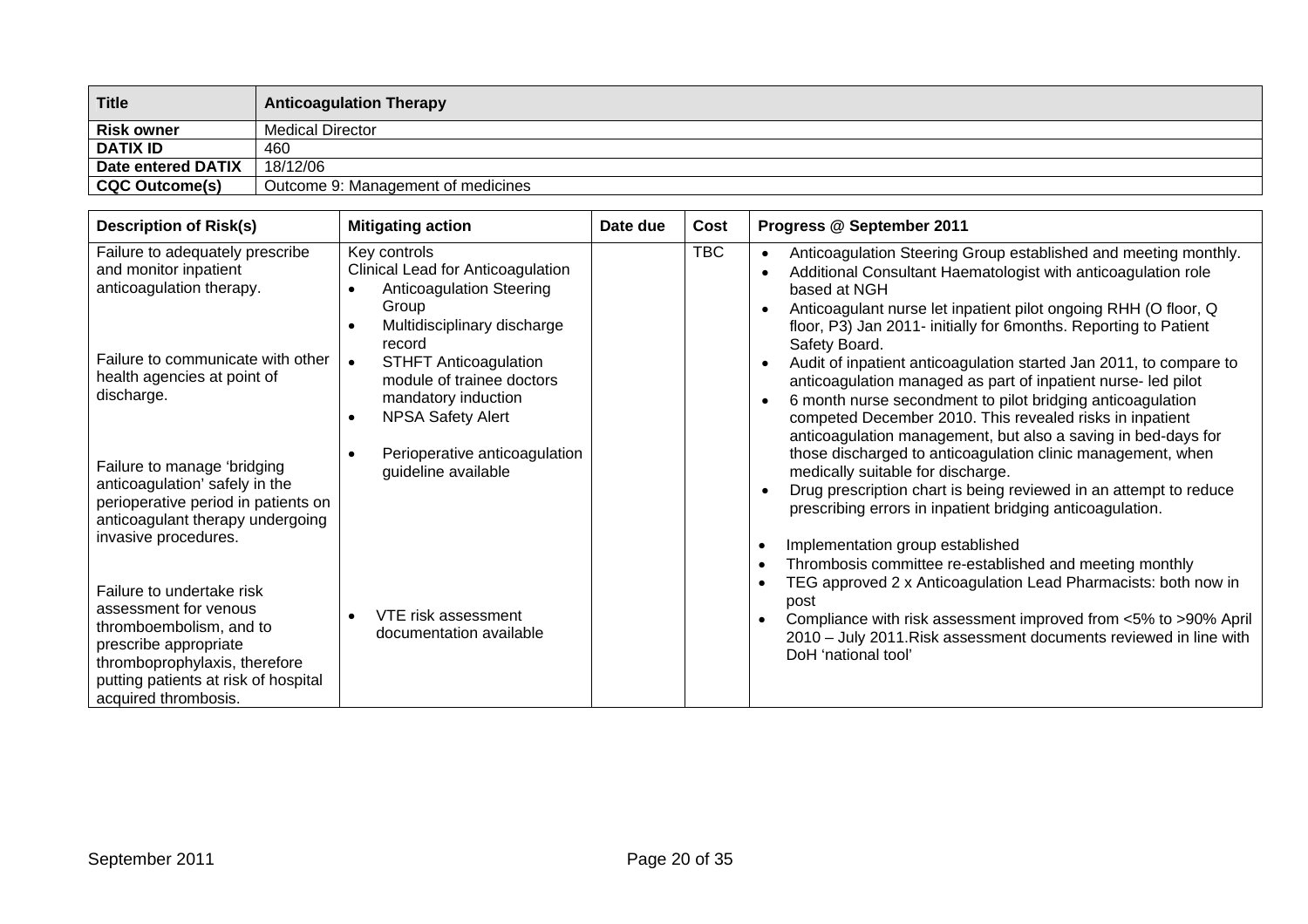| **Title** | **Anticoagulation Therapy** |
|---|---|
| **Risk owner** | Medical Director |
| **DATIX ID** | 460 |
| **Date entered DATIX** | 18/12/06 |
| **CQC Outcome(s)** | Outcome 9: Management of medicines |

| **Description of Risk(s)** | **Mitigating action** | **Date due** | **Cost** | **Progress @ September 2011** |
|---|---|---|---|---|
| Failure to adequately prescribe and monitor inpatient anticoagulation therapy.<br><br>Failure to communicate with other health agencies at point of discharge.<br><br>Failure to manage 'bridging anticoagulation' safely in the perioperative period in patients on anticoagulant therapy undergoing invasive procedures. | Key controls<br>Clinical Lead for Anticoagulation<br>• Anticoagulation Steering Group<br>• Multidisciplinary discharge record<br>• STHFT Anticoagulation module of trainee doctors mandatory induction<br>• NPSA Safety Alert<br>• Perioperative anticoagulation guideline available | | TBC | • Anticoagulation Steering Group established and meeting monthly.<br>• Additional Consultant Haematologist with anticoagulation role based at NGH<br>• Anticoagulant nurse let inpatient pilot ongoing RHH (O floor, Q floor, P3) Jan 2011- initially for 6months. Reporting to Patient Safety Board.<br>• Audit of inpatient anticoagulation started Jan 2011, to compare to anticoagulation managed as part of inpatient nurse- led pilot<br>• 6 month nurse secondment to pilot bridging anticoagulation competed December 2010. This revealed risks in inpatient anticoagulation management, but also a saving in bed-days for those discharged to anticoagulation clinic management, when medically suitable for discharge.<br>• Drug prescription chart is being reviewed in an attempt to reduce prescribing errors in inpatient bridging anticoagulation. |
| Failure to undertake risk assessment for venous thromboembolism, and to prescribe appropriate thromboprophylaxis, therefore putting patients at risk of hospital acquired thrombosis. | • VTE risk assessment documentation available | | | • Implementation group established<br>• Thrombosis committee re-established and meeting monthly<br>• TEG approved 2 x Anticoagulation Lead Pharmacists: both now in post<br>• Compliance with risk assessment improved from <5% to >90% April 2010 – July 2011.Risk assessment documents reviewed in line with DoH 'national tool' |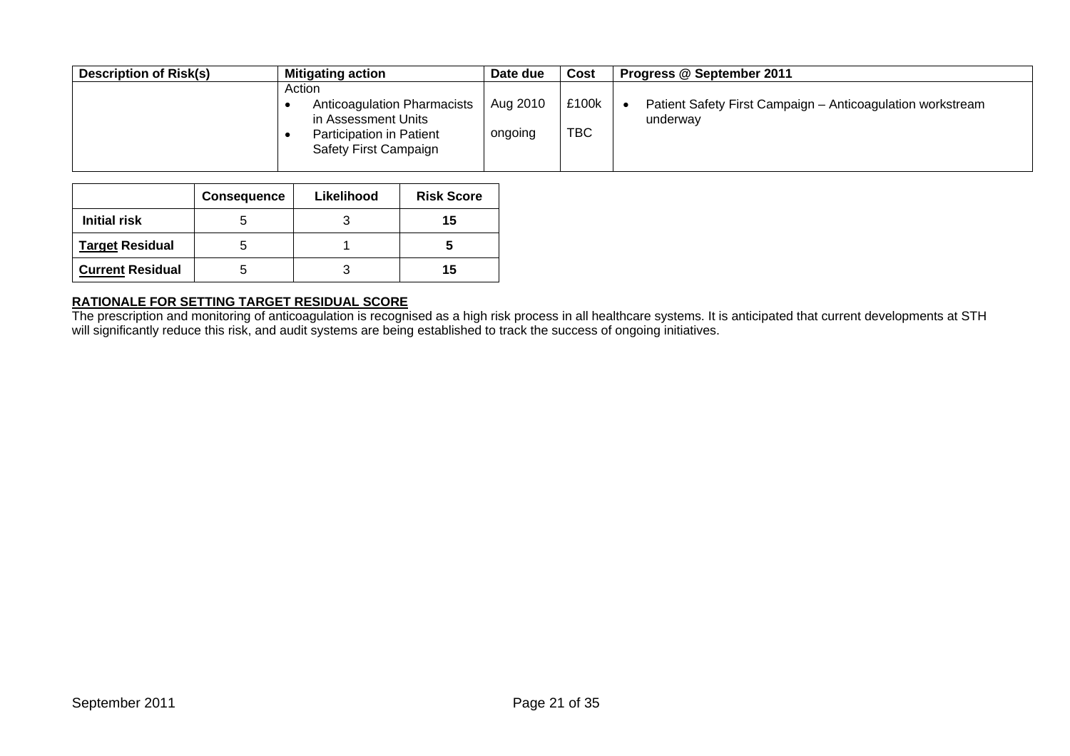| Description of Risk(s) | Mitigating action | Date due | Cost | Progress @ September 2011 |
|---|---|---|---|---|
| | Action<br>• Anticoagulation Pharmacists in Assessment Units<br>• Participation in Patient Safety First Campaign | Aug 2010<br><br>ongoing | £100k<br><br>TBC | • Patient Safety First Campaign – Anticoagulation workstream underway |

| | Consequence | Likelihood | Risk Score |
|---|---|---|---|
| **Initial risk** | 5 | 3 | **15** |
| **Target Residual** | 5 | 1 | **5** |
| **Current Residual** | 5 | 3 | **15** |

**RATIONALE FOR SETTING TARGET RESIDUAL SCORE**

The prescription and monitoring of anticoagulation is recognised as a high risk process in all healthcare systems. It is anticipated that current developments at STH will significantly reduce this risk, and audit systems are being established to track the success of ongoing initiatives.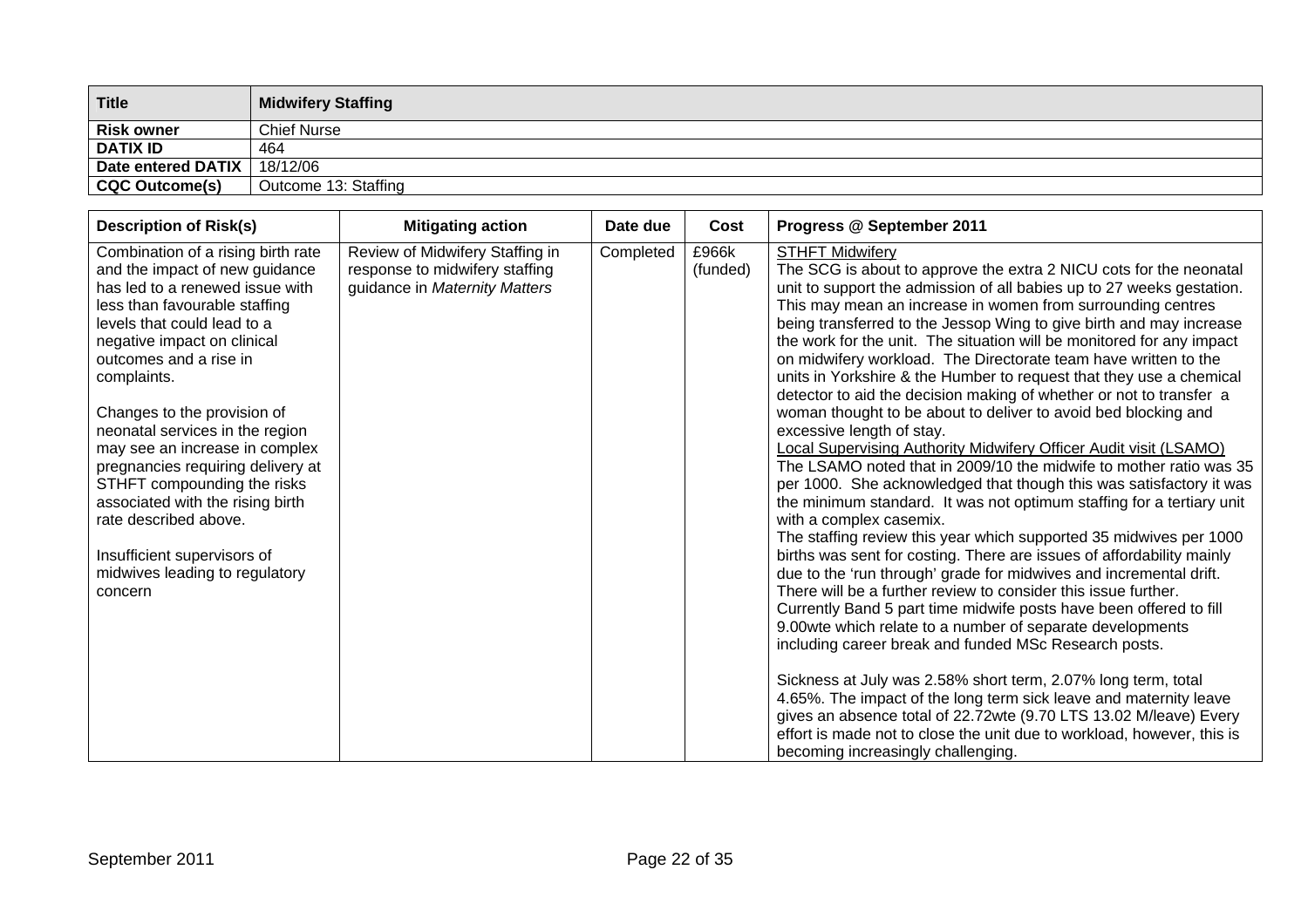| Title | Midwifery Staffing |
|---|---|
| Risk owner | Chief Nurse |
| DATIX ID | 464 |
| Date entered DATIX | 18/12/06 |
| CQC Outcome(s) | Outcome 13: Staffing |

| Description of Risk(s) | Mitigating action | Date due | Cost | Progress @ September 2011 |
|---|---|---|---|---|
| Combination of a rising birth rate and the impact of new guidance has led to a renewed issue with less than favourable staffing levels that could lead to a negative impact on clinical outcomes and a rise in complaints.<br><br>Changes to the provision of neonatal services in the region may see an increase in complex pregnancies requiring delivery at STHFT compounding the risks associated with the rising birth rate described above.<br><br>Insufficient supervisors of midwives leading to regulatory concern | Review of Midwifery Staffing in response to midwifery staffing guidance in *Maternity Matters* | Completed | £966k (funded) | STHFT Midwifery<br>The SCG is about to approve the extra 2 NICU cots for the neonatal unit to support the admission of all babies up to 27 weeks gestation. This may mean an increase in women from surrounding centres being transferred to the Jessop Wing to give birth and may increase the work for the unit. The situation will be monitored for any impact on midwifery workload. The Directorate team have written to the units in Yorkshire & the Humber to request that they use a chemical detector to aid the decision making of whether or not to transfer a woman thought to be about to deliver to avoid bed blocking and excessive length of stay.<br>Local Supervising Authority Midwifery Officer Audit visit (LSAMO)<br>The LSAMO noted that in 2009/10 the midwife to mother ratio was 35 per 1000. She acknowledged that though this was satisfactory it was the minimum standard. It was not optimum staffing for a tertiary unit with a complex casemix.<br>The staffing review this year which supported 35 midwives per 1000 births was sent for costing. There are issues of affordability mainly due to the 'run through' grade for midwives and incremental drift. There will be a further review to consider this issue further.<br>Currently Band 5 part time midwife posts have been offered to fill 9.00wte which relate to a number of separate developments including career break and funded MSc Research posts.<br><br>Sickness at July was 2.58% short term, 2.07% long term, total 4.65%. The impact of the long term sick leave and maternity leave gives an absence total of 22.72wte (9.70 LTS 13.02 M/leave) Every effort is made not to close the unit due to workload, however, this is becoming increasingly challenging. |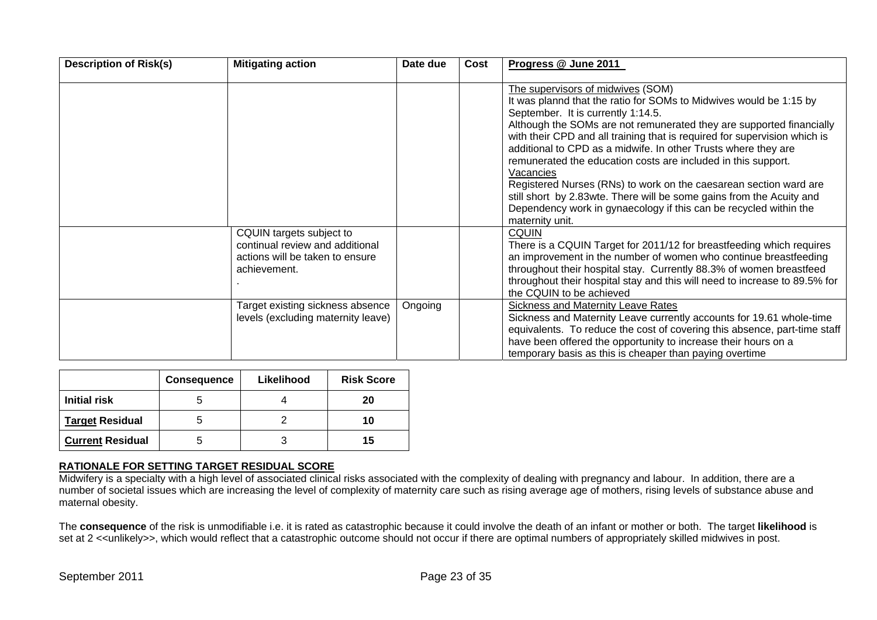| Description of Risk(s) | Mitigating action | Date due | Cost | Progress @ June 2011 |
|---|---|---|---|---|
| | | | | The supervisors of midwives (SOM)<br>It was plannd that the ratio for SOMs to Midwives would be 1:15 by September. It is currently 1:14.5.<br>Although the SOMs are not remunerated they are supported financially with their CPD and all training that is required for supervision which is additional to CPD as a midwife. In other Trusts where they are remunerated the education costs are included in this support.<br>Vacancies<br>Registered Nurses (RNs) to work on the caesarean section ward are still short by 2.83wte. There will be some gains from the Acuity and Dependency work in gynaecology if this can be recycled within the maternity unit. |
| | CQUIN targets subject to continual review and additional actions will be taken to ensure achievement.<br>. | | | CQUIN<br>There is a CQUIN Target for 2011/12 for breastfeeding which requires an improvement in the number of women who continue breastfeeding throughout their hospital stay. Currently 88.3% of women breastfeed throughout their hospital stay and this will need to increase to 89.5% for the CQUIN to be achieved |
| | Target existing sickness absence levels (excluding maternity leave) | Ongoing | | Sickness and Maternity Leave Rates<br>Sickness and Maternity Leave currently accounts for 19.61 whole-time equivalents. To reduce the cost of covering this absence, part-time staff have been offered the opportunity to increase their hours on a temporary basis as this is cheaper than paying overtime |

| | Consequence | Likelihood | Risk Score |
|---|---|---|---|
| **Initial risk** | 5 | 4 | **20** |
| **Target Residual** | 5 | 2 | **10** |
| **Current Residual** | 5 | 3 | **15** |

**RATIONALE FOR SETTING TARGET RESIDUAL SCORE**

Midwifery is a specialty with a high level of associated clinical risks associated with the complexity of dealing with pregnancy and labour. In addition, there are a number of societal issues which are increasing the level of complexity of maternity care such as rising average age of mothers, rising levels of substance abuse and maternal obesity.

The **consequence** of the risk is unmodifiable i.e. it is rated as catastrophic because it could involve the death of an infant or mother or both. The target **likelihood** is set at 2 <<unlikely>>, which would reflect that a catastrophic outcome should not occur if there are optimal numbers of appropriately skilled midwives in post.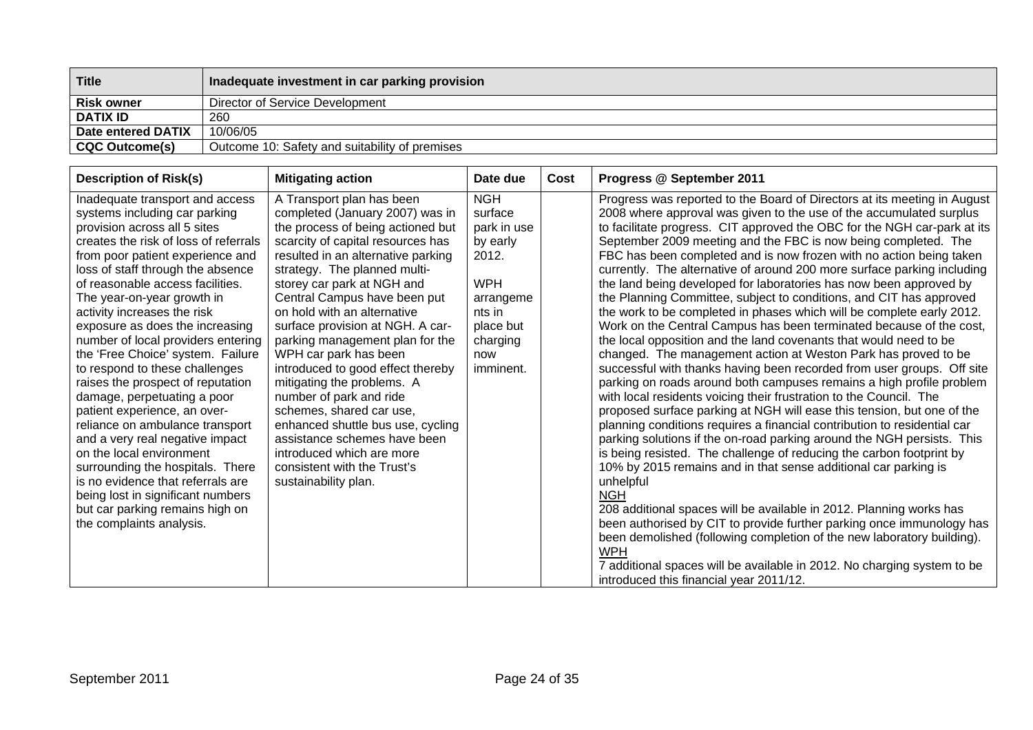| Title | Inadequate investment in car parking provision |
|---|---|
| Risk owner | Director of Service Development |
| DATIX ID | 260 |
| Date entered DATIX | 10/06/05 |
| CQC Outcome(s) | Outcome 10: Safety and suitability of premises |

| Description of Risk(s) | Mitigating action | Date due | Cost | Progress @ September 2011 |
|---|---|---|---|---|
| Inadequate transport and access systems including car parking provision across all 5 sites creates the risk of loss of referrals from poor patient experience and loss of staff through the absence of reasonable access facilities. The year-on-year growth in activity increases the risk exposure as does the increasing number of local providers entering the 'Free Choice' system. Failure to respond to these challenges raises the prospect of reputation damage, perpetuating a poor patient experience, an over-reliance on ambulance transport and a very real negative impact on the local environment surrounding the hospitals. There is no evidence that referrals are being lost in significant numbers but car parking remains high on the complaints analysis. | A Transport plan has been completed (January 2007) was in the process of being actioned but scarcity of capital resources has resulted in an alternative parking strategy. The planned multi-storey car park at NGH and Central Campus have been put on hold with an alternative surface provision at NGH. A car-parking management plan for the WPH car park has been introduced to good effect thereby mitigating the problems. A number of park and ride schemes, shared car use, enhanced shuttle bus use, cycling assistance schemes have been introduced which are more consistent with the Trust's sustainability plan. | NGH surface park in use by early 2012.<br><br>WPH arrangements in place but charging now imminent. | | Progress was reported to the Board of Directors at its meeting in August 2008 where approval was given to the use of the accumulated surplus to facilitate progress. CIT approved the OBC for the NGH car-park at its September 2009 meeting and the FBC is now being completed. The FBC has been completed and is now frozen with no action being taken currently. The alternative of around 200 more surface parking including the land being developed for laboratories has now been approved by the Planning Committee, subject to conditions, and CIT has approved the work to be completed in phases which will be complete early 2012. Work on the Central Campus has been terminated because of the cost, the local opposition and the land covenants that would need to be changed. The management action at Weston Park has proved to be successful with thanks having been recorded from user groups. Off site parking on roads around both campuses remains a high profile problem with local residents voicing their frustration to the Council. The proposed surface parking at NGH will ease this tension, but one of the planning conditions requires a financial contribution to residential car parking solutions if the on-road parking around the NGH persists. This is being resisted. The challenge of reducing the carbon footprint by 10% by 2015 remains and in that sense additional car parking is unhelpful<br>NGH<br>208 additional spaces will be available in 2012. Planning works has been authorised by CIT to provide further parking once immunology has been demolished (following completion of the new laboratory building).<br>WPH<br>7 additional spaces will be available in 2012. No charging system to be introduced this financial year 2011/12. |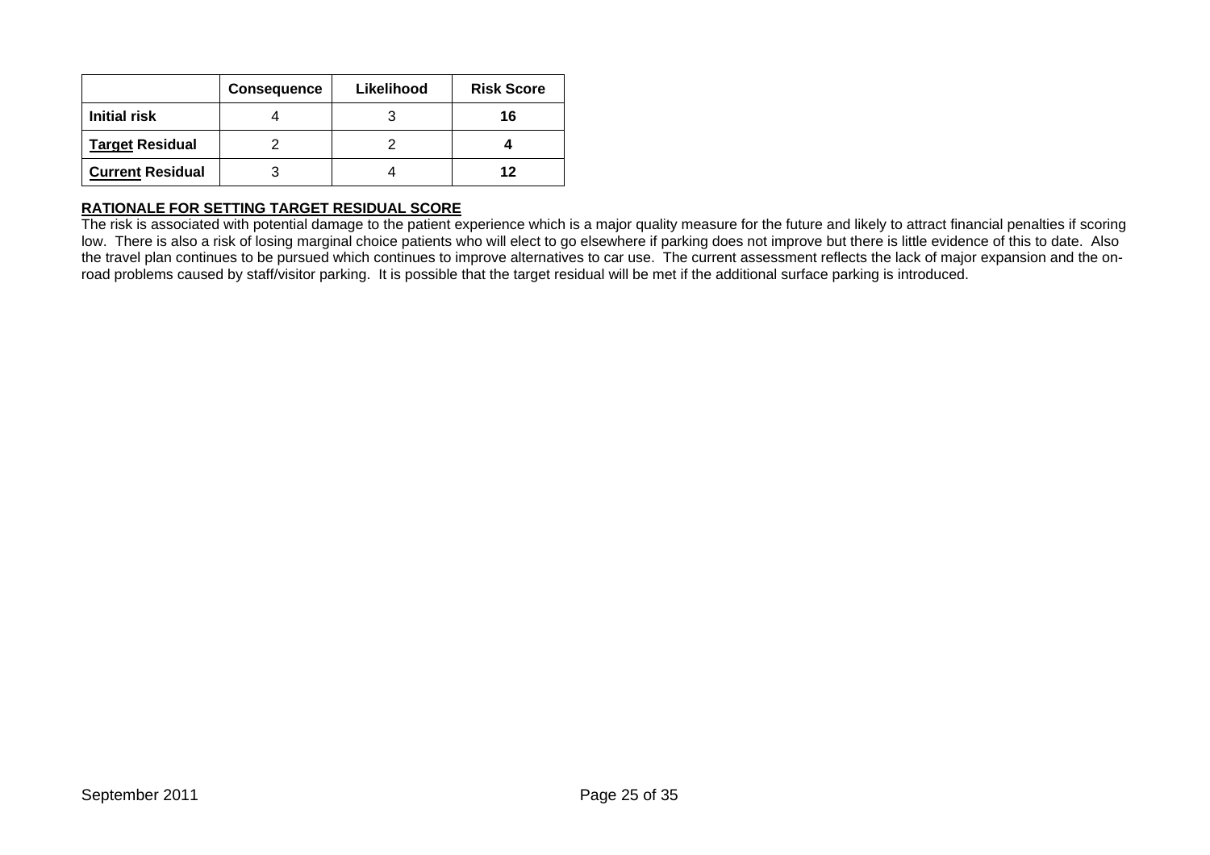| | Consequence | Likelihood | Risk Score |
|---|---|---|---|
| **Initial risk** | 4 | 3 | **16** |
| **Target Residual** | 2 | 2 | **4** |
| **Current Residual** | 3 | 4 | **12** |

**RATIONALE FOR SETTING TARGET RESIDUAL SCORE**

The risk is associated with potential damage to the patient experience which is a major quality measure for the future and likely to attract financial penalties if scoring low. There is also a risk of losing marginal choice patients who will elect to go elsewhere if parking does not improve but there is little evidence of this to date. Also the travel plan continues to be pursued which continues to improve alternatives to car use. The current assessment reflects the lack of major expansion and the on-road problems caused by staff/visitor parking. It is possible that the target residual will be met if the additional surface parking is introduced.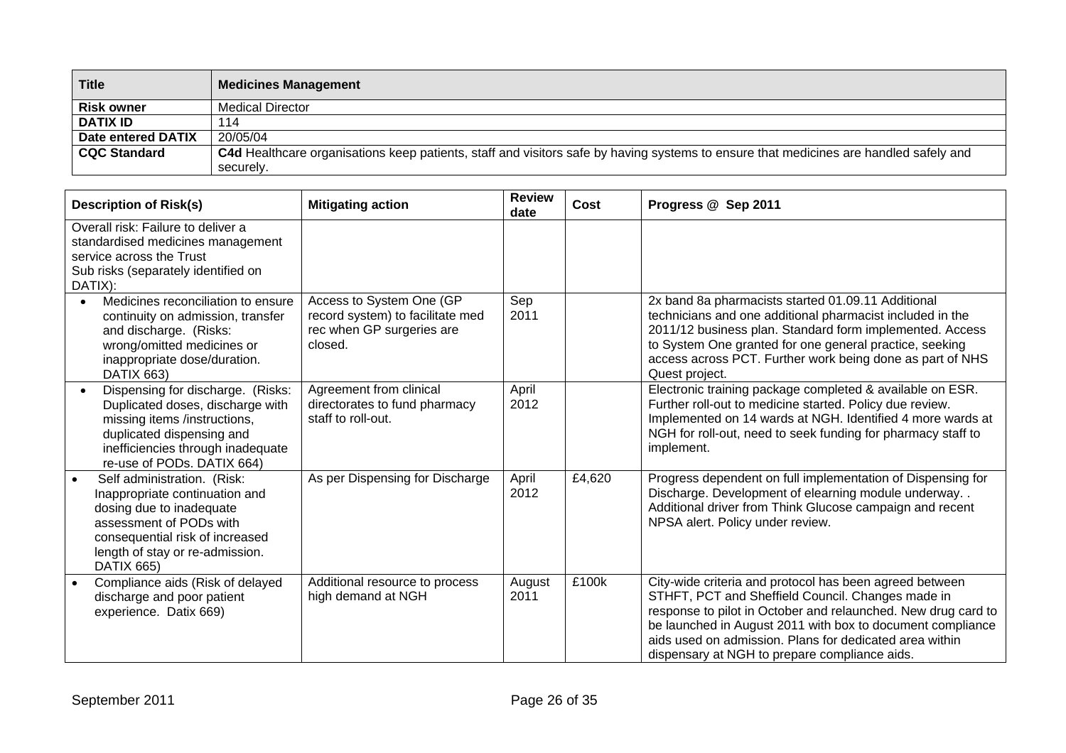| Title | Medicines Management |
|---|---|
| **Risk owner** | Medical Director |
| **DATIX ID** | 114 |
| **Date entered DATIX** | 20/05/04 |
| **CQC Standard** | **C4d** Healthcare organisations keep patients, staff and visitors safe by having systems to ensure that medicines are handled safely and securely. |

| Description of Risk(s) | Mitigating action | Review date | Cost | Progress @ Sep 2011 |
|---|---|---|---|---|
| Overall risk: Failure to deliver a standardised medicines management service across the Trust<br>Sub risks (separately identified on DATIX): | | | | |
| • Medicines reconciliation to ensure continuity on admission, transfer and discharge. (Risks: wrong/omitted medicines or inappropriate dose/duration. DATIX 663) | Access to System One (GP record system) to facilitate med rec when GP surgeries are closed. | Sep 2011 | | 2x band 8a pharmacists started 01.09.11 Additional technicians and one additional pharmacist included in the 2011/12 business plan. Standard form implemented. Access to System One granted for one general practice, seeking access across PCT. Further work being done as part of NHS Quest project. |
| • Dispensing for discharge. (Risks: Duplicated doses, discharge with missing items /instructions, duplicated dispensing and inefficiencies through inadequate re-use of PODs. DATIX 664) | Agreement from clinical directorates to fund pharmacy staff to roll-out. | April 2012 | | Electronic training package completed & available on ESR. Further roll-out to medicine started. Policy due review. Implemented on 14 wards at NGH. Identified 4 more wards at NGH for roll-out, need to seek funding for pharmacy staff to implement. |
| • Self administration. (Risk: Inappropriate continuation and dosing due to inadequate assessment of PODs with consequential risk of increased length of stay or re-admission. DATIX 665) | As per Dispensing for Discharge | April 2012 | £4,620 | Progress dependent on full implementation of Dispensing for Discharge. Development of elearning module underway. . Additional driver from Think Glucose campaign and recent NPSA alert. Policy under review. |
| • Compliance aids (Risk of delayed discharge and poor patient experience. Datix 669) | Additional resource to process high demand at NGH | August 2011 | £100k | City-wide criteria and protocol has been agreed between STHFT, PCT and Sheffield Council. Changes made in response to pilot in October and relaunched. New drug card to be launched in August 2011 with box to document compliance aids used on admission. Plans for dedicated area within dispensary at NGH to prepare compliance aids. |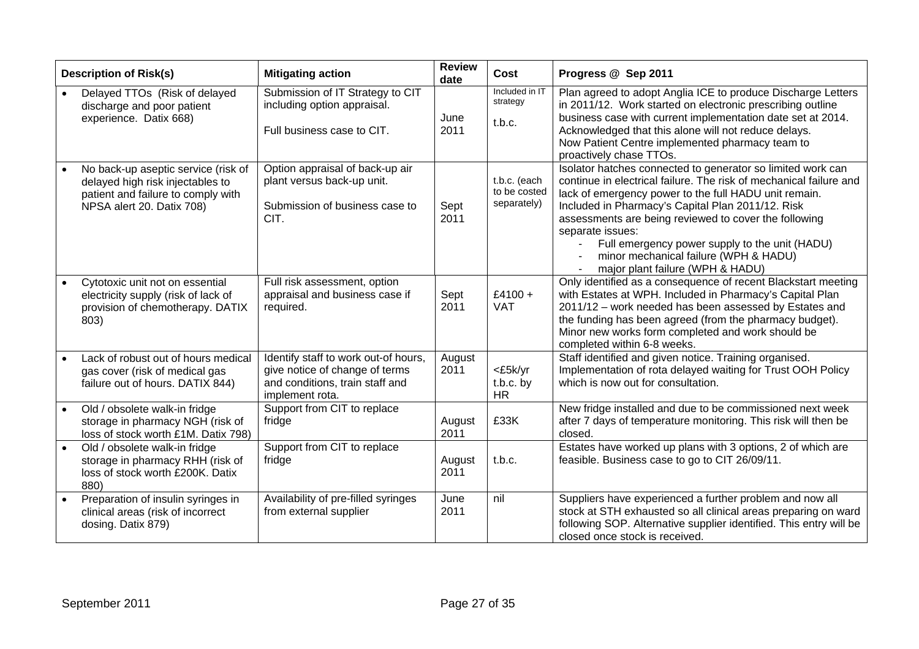| Description of Risk(s) | Mitigating action | Review date | Cost | Progress @ Sep 2011 |
|---|---|---|---|---|
| • Delayed TTOs (Risk of delayed discharge and poor patient experience. Datix 668) | Submission of IT Strategy to CIT including option appraisal.<br><br>Full business case to CIT. | June 2011 | Included in IT strategy<br><br>t.b.c. | Plan agreed to adopt Anglia ICE to produce Discharge Letters in 2011/12. Work started on electronic prescribing outline business case with current implementation date set at 2014. Acknowledged that this alone will not reduce delays.<br>Now Patient Centre implemented pharmacy team to proactively chase TTOs. |
| • No back-up aseptic service (risk of delayed high risk injectables to patient and failure to comply with NPSA alert 20. Datix 708) | Option appraisal of back-up air plant versus back-up unit.<br><br>Submission of business case to CIT. | Sept 2011 | t.b.c. (each to be costed separately) | Isolator hatches connected to generator so limited work can continue in electrical failure. The risk of mechanical failure and lack of emergency power to the full HADU unit remain. Included in Pharmacy's Capital Plan 2011/12. Risk assessments are being reviewed to cover the following separate issues:<br>- Full emergency power supply to the unit (HADU)<br>- minor mechanical failure (WPH & HADU)<br>- major plant failure (WPH & HADU) |
| • Cytotoxic unit not on essential electricity supply (risk of lack of provision of chemotherapy. DATIX 803) | Full risk assessment, option appraisal and business case if required. | Sept 2011 | £4100 + VAT | Only identified as a consequence of recent Blackstart meeting with Estates at WPH. Included in Pharmacy's Capital Plan 2011/12 – work needed has been assessed by Estates and the funding has been agreed (from the pharmacy budget). Minor new works form completed and work should be completed within 6-8 weeks. |
| • Lack of robust out of hours medical gas cover (risk of medical gas failure out of hours. DATIX 844) | Identify staff to work out-of hours, give notice of change of terms and conditions, train staff and implement rota. | August 2011 | <£5k/yr t.b.c. by HR | Staff identified and given notice. Training organised. Implementation of rota delayed waiting for Trust OOH Policy which is now out for consultation. |
| • Old / obsolete walk-in fridge storage in pharmacy NGH (risk of loss of stock worth £1M. Datix 798) | Support from CIT to replace fridge | August 2011 | £33K | New fridge installed and due to be commissioned next week after 7 days of temperature monitoring. This risk will then be closed. |
| • Old / obsolete walk-in fridge storage in pharmacy RHH (risk of loss of stock worth £200K. Datix 880) | Support from CIT to replace fridge | August 2011 | t.b.c. | Estates have worked up plans with 3 options, 2 of which are feasible. Business case to go to CIT 26/09/11. |
| • Preparation of insulin syringes in clinical areas (risk of incorrect dosing. Datix 879) | Availability of pre-filled syringes from external supplier | June 2011 | nil | Suppliers have experienced a further problem and now all stock at STH exhausted so all clinical areas preparing on ward following SOP. Alternative supplier identified. This entry will be closed once stock is received. |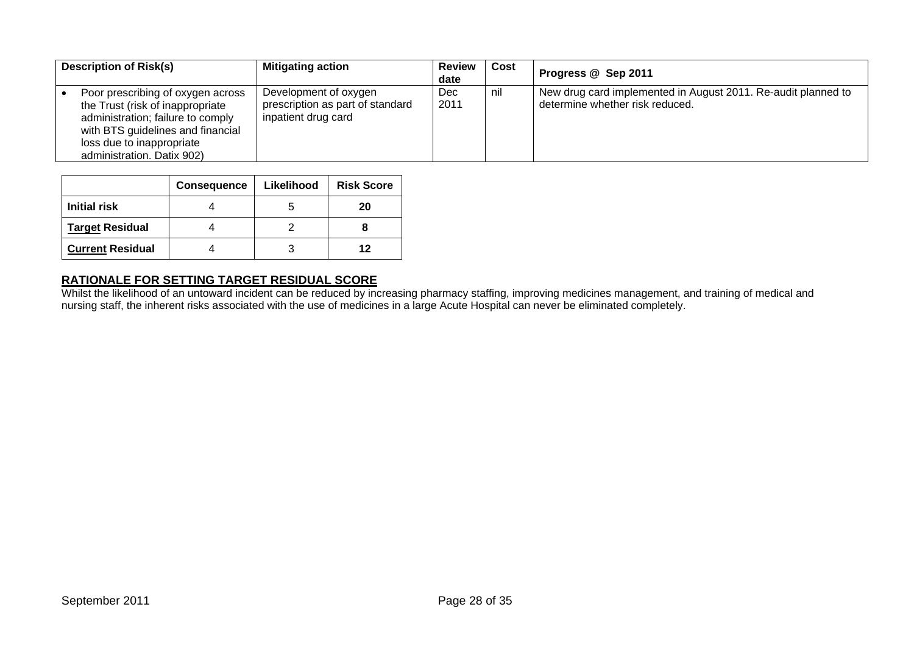| Description of Risk(s) | Mitigating action | Review date | Cost | Progress @ Sep 2011 |
|---|---|---|---|---|
| • Poor prescribing of oxygen across the Trust (risk of inappropriate administration; failure to comply with BTS guidelines and financial loss due to inappropriate administration. Datix 902) | Development of oxygen prescription as part of standard inpatient drug card | Dec 2011 | nil | New drug card implemented in August 2011. Re-audit planned to determine whether risk reduced. |

| | Consequence | Likelihood | Risk Score |
|---|---|---|---|
| **Initial risk** | 4 | 5 | **20** |
| **Target Residual** | 4 | 2 | **8** |
| **Current Residual** | 4 | 3 | **12** |

**RATIONALE FOR SETTING TARGET RESIDUAL SCORE**

Whilst the likelihood of an untoward incident can be reduced by increasing pharmacy staffing, improving medicines management, and training of medical and nursing staff, the inherent risks associated with the use of medicines in a large Acute Hospital can never be eliminated completely.

September 2011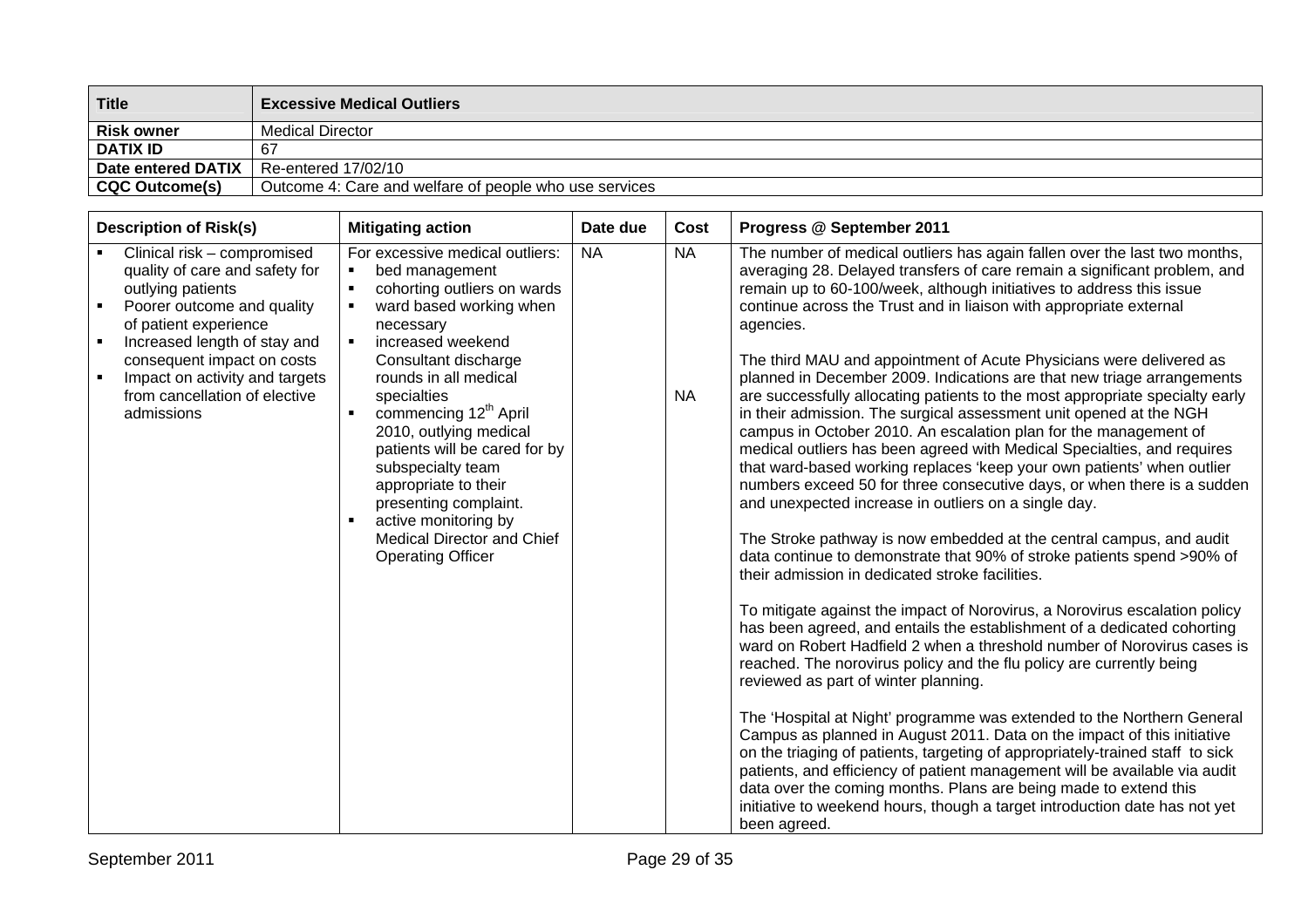| **Title** | **Excessive Medical Outliers** |
|---|---|
| **Risk owner** | Medical Director |
| **DATIX ID** | 67 |
| **Date entered DATIX** | Re-entered 17/02/10 |
| **CQC Outcome(s)** | Outcome 4: Care and welfare of people who use services |

| **Description of Risk(s)** | **Mitigating action** | **Date due** | **Cost** | **Progress @ September 2011** |
|---|---|---|---|---|
| ▪ Clinical risk – compromised quality of care and safety for outlying patients<br>▪ Poorer outcome and quality of patient experience<br>▪ Increased length of stay and consequent impact on costs<br>▪ Impact on activity and targets from cancellation of elective admissions | For excessive medical outliers:<br>▪ bed management<br>▪ cohorting outliers on wards<br>▪ ward based working when necessary<br>▪ increased weekend Consultant discharge rounds in all medical specialties<br>▪ commencing 12th April 2010, outlying medical patients will be cared for by subspecialty team appropriate to their presenting complaint.<br>▪ active monitoring by Medical Director and Chief Operating Officer | NA | NA<br><br>NA | The number of medical outliers has again fallen over the last two months, averaging 28. Delayed transfers of care remain a significant problem, and remain up to 60-100/week, although initiatives to address this issue continue across the Trust and in liaison with appropriate external agencies.<br><br>The third MAU and appointment of Acute Physicians were delivered as planned in December 2009. Indications are that new triage arrangements are successfully allocating patients to the most appropriate specialty early in their admission. The surgical assessment unit opened at the NGH campus in October 2010. An escalation plan for the management of medical outliers has been agreed with Medical Specialties, and requires that ward-based working replaces 'keep your own patients' when outlier numbers exceed 50 for three consecutive days, or when there is a sudden and unexpected increase in outliers on a single day.<br><br>The Stroke pathway is now embedded at the central campus, and audit data continue to demonstrate that 90% of stroke patients spend >90% of their admission in dedicated stroke facilities.<br><br>To mitigate against the impact of Norovirus, a Norovirus escalation policy has been agreed, and entails the establishment of a dedicated cohorting ward on Robert Hadfield 2 when a threshold number of Norovirus cases is reached. The norovirus policy and the flu policy are currently being reviewed as part of winter planning.<br><br>The 'Hospital at Night' programme was extended to the Northern General Campus as planned in August 2011. Data on the impact of this initiative on the triaging of patients, targeting of appropriately-trained staff to sick patients, and efficiency of patient management will be available via audit data over the coming months. Plans are being made to extend this initiative to weekend hours, though a target introduction date has not yet been agreed. |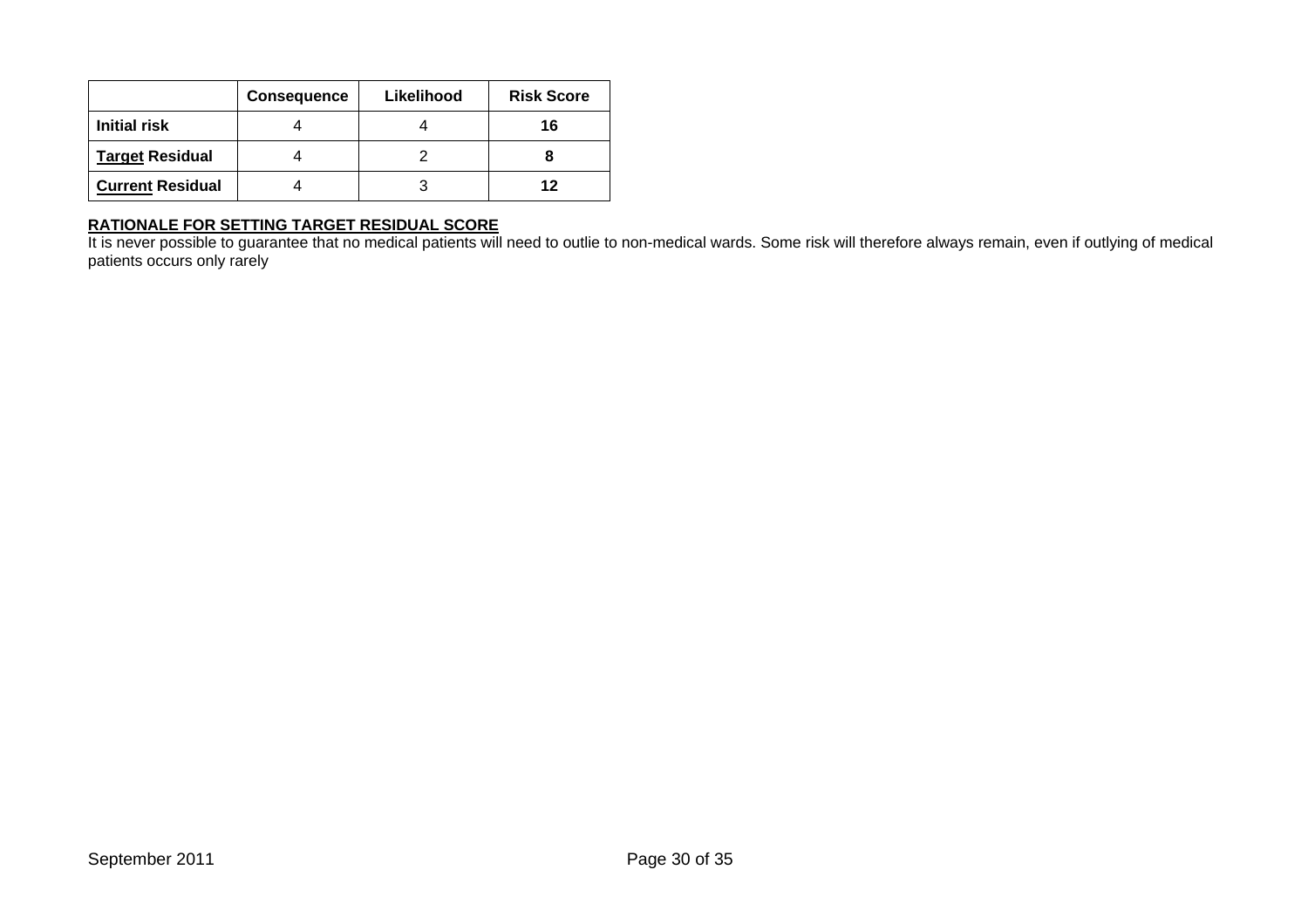| | Consequence | Likelihood | Risk Score |
|---|---|---|---|
| **Initial risk** | 4 | 4 | **16** |
| **Target Residual** | 4 | 2 | **8** |
| **Current Residual** | 4 | 3 | **12** |

**RATIONALE FOR SETTING TARGET RESIDUAL SCORE**

It is never possible to guarantee that no medical patients will need to outlie to non-medical wards. Some risk will therefore always remain, even if outlying of medical patients occurs only rarely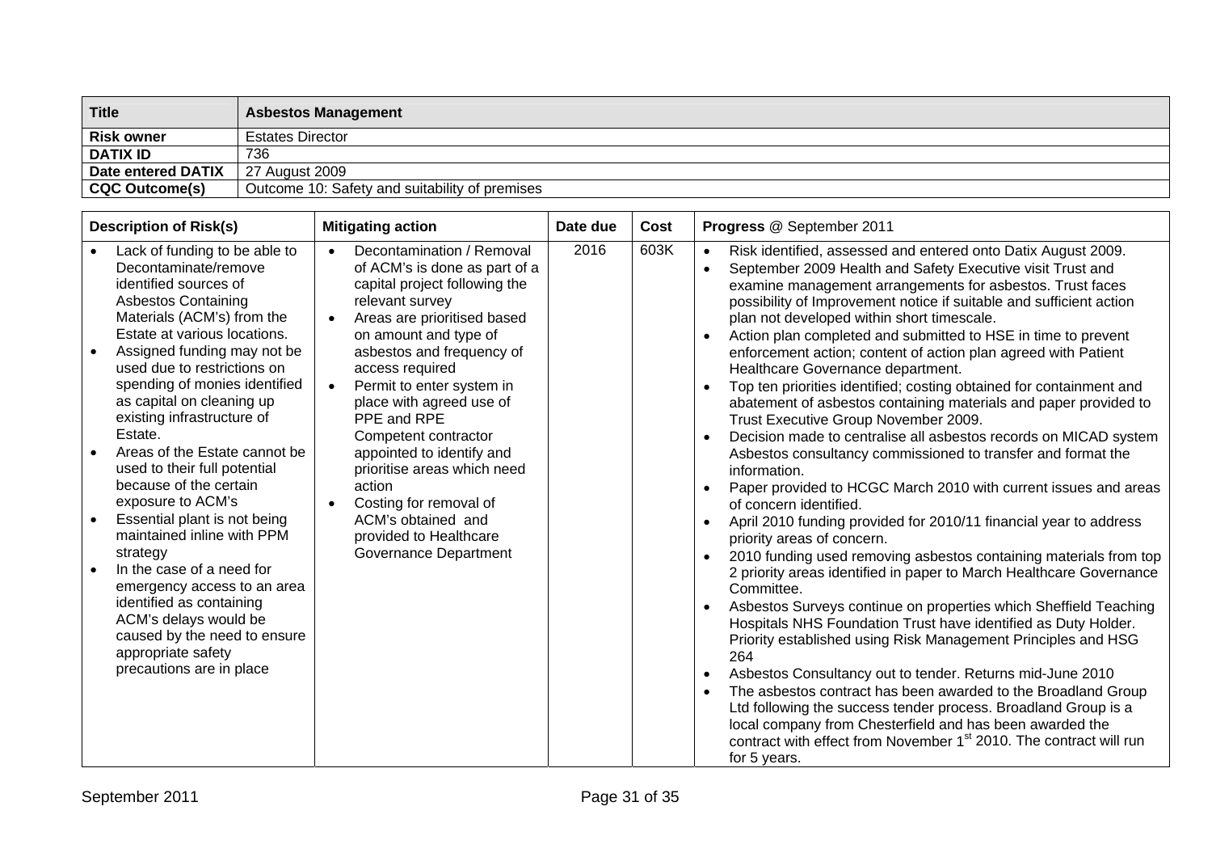| Title | Asbestos Management |
|---|---|
| Risk owner | Estates Director |
| DATIX ID | 736 |
| Date entered DATIX | 27 August 2009 |
| CQC Outcome(s) | Outcome 10: Safety and suitability of premises |

| Description of Risk(s) | Mitigating action | Date due | Cost | Progress @ September 2011 |
|---|---|---|---|---|
| • Lack of funding to be able to Decontaminate/remove identified sources of Asbestos Containing Materials (ACM's) from the Estate at various locations.<br>• Assigned funding may not be used due to restrictions on spending of monies identified as capital on cleaning up existing infrastructure of Estate.<br>• Areas of the Estate cannot be used to their full potential because of the certain exposure to ACM's<br>• Essential plant is not being maintained inline with PPM strategy<br>• In the case of a need for emergency access to an area identified as containing ACM's delays would be caused by the need to ensure appropriate safety precautions are in place | • Decontamination / Removal of ACM's is done as part of a capital project following the relevant survey<br>• Areas are prioritised based on amount and type of asbestos and frequency of access required<br>• Permit to enter system in place with agreed use of PPE and RPE Competent contractor appointed to identify and prioritise areas which need action<br>• Costing for removal of ACM's obtained and provided to Healthcare Governance Department | 2016 | 603K | • Risk identified, assessed and entered onto Datix August 2009.<br>• September 2009 Health and Safety Executive visit Trust and examine management arrangements for asbestos. Trust faces possibility of Improvement notice if suitable and sufficient action plan not developed within short timescale.<br>• Action plan completed and submitted to HSE in time to prevent enforcement action; content of action plan agreed with Patient Healthcare Governance department.<br>• Top ten priorities identified; costing obtained for containment and abatement of asbestos containing materials and paper provided to Trust Executive Group November 2009.<br>• Decision made to centralise all asbestos records on MICAD system Asbestos consultancy commissioned to transfer and format the information.<br>• Paper provided to HCGC March 2010 with current issues and areas of concern identified.<br>• April 2010 funding provided for 2010/11 financial year to address priority areas of concern.<br>• 2010 funding used removing asbestos containing materials from top 2 priority areas identified in paper to March Healthcare Governance Committee.<br>• Asbestos Surveys continue on properties which Sheffield Teaching Hospitals NHS Foundation Trust have identified as Duty Holder. Priority established using Risk Management Principles and HSG 264<br>• Asbestos Consultancy out to tender. Returns mid-June 2010<br>• The asbestos contract has been awarded to the Broadland Group Ltd following the success tender process. Broadland Group is a local company from Chesterfield and has been awarded the contract with effect from November 1st 2010. The contract will run for 5 years. |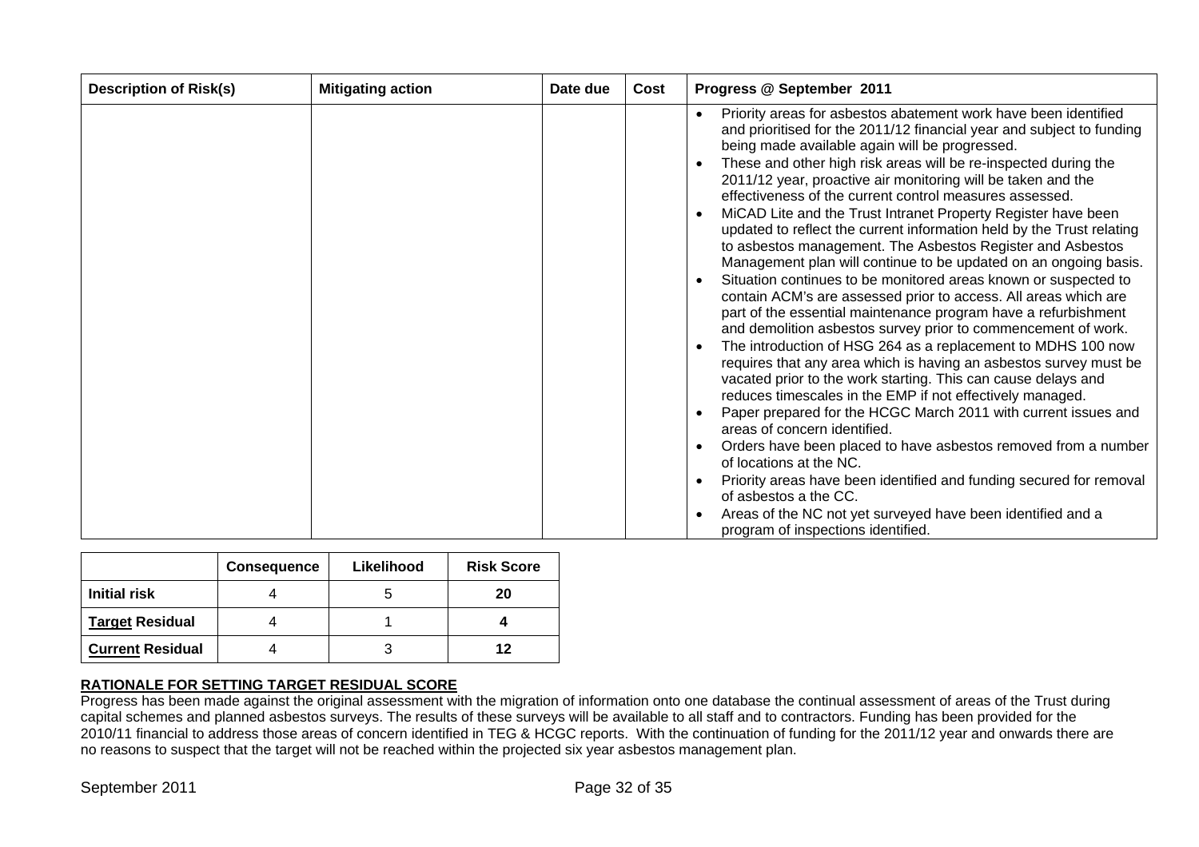| Description of Risk(s) | Mitigating action | Date due | Cost | Progress @ September 2011 |
|---|---|---|---|---|
| | | | | • Priority areas for asbestos abatement work have been identified and prioritised for the 2011/12 financial year and subject to funding being made available again will be progressed.<br>• These and other high risk areas will be re-inspected during the 2011/12 year, proactive air monitoring will be taken and the effectiveness of the current control measures assessed.<br>• MiCAD Lite and the Trust Intranet Property Register have been updated to reflect the current information held by the Trust relating to asbestos management. The Asbestos Register and Asbestos Management plan will continue to be updated on an ongoing basis.<br>• Situation continues to be monitored areas known or suspected to contain ACM's are assessed prior to access. All areas which are part of the essential maintenance program have a refurbishment and demolition asbestos survey prior to commencement of work.<br>• The introduction of HSG 264 as a replacement to MDHS 100 now requires that any area which is having an asbestos survey must be vacated prior to the work starting. This can cause delays and reduces timescales in the EMP if not effectively managed.<br>• Paper prepared for the HCGC March 2011 with current issues and areas of concern identified.<br>• Orders have been placed to have asbestos removed from a number of locations at the NC.<br>• Priority areas have been identified and funding secured for removal of asbestos a the CC.<br>• Areas of the NC not yet surveyed have been identified and a program of inspections identified. |

| | Consequence | Likelihood | Risk Score |
|---|---|---|---|
| **Initial risk** | 4 | 5 | **20** |
| **Target Residual** | 4 | 1 | **4** |
| **Current Residual** | 4 | 3 | **12** |

**RATIONALE FOR SETTING TARGET RESIDUAL SCORE**

Progress has been made against the original assessment with the migration of information onto one database the continual assessment of areas of the Trust during capital schemes and planned asbestos surveys. The results of these surveys will be available to all staff and to contractors. Funding has been provided for the 2010/11 financial to address those areas of concern identified in TEG & HCGC reports. With the continuation of funding for the 2011/12 year and onwards there are no reasons to suspect that the target will not be reached within the projected six year asbestos management plan.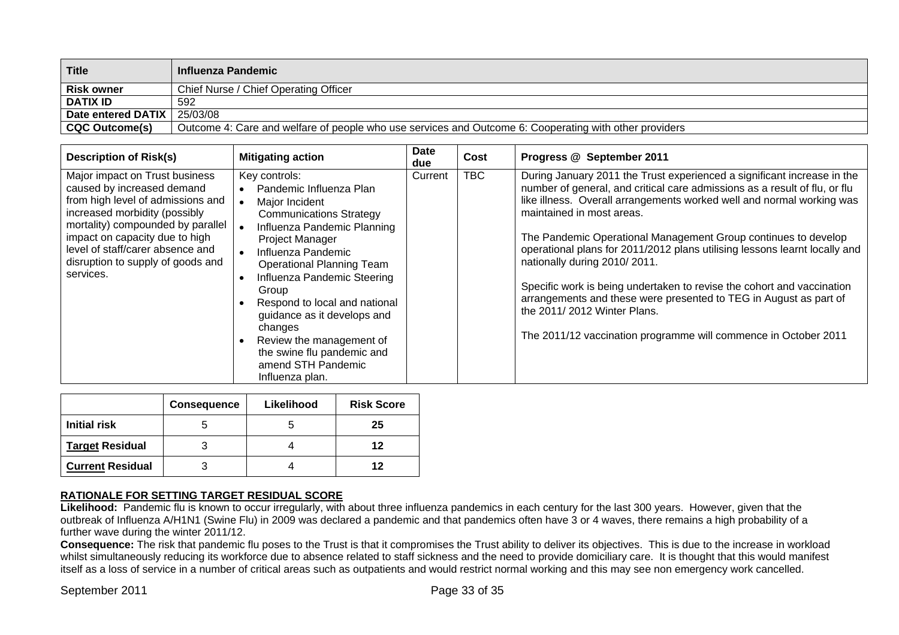| Title | Influenza Pandemic |
| --- | --- |
| Risk owner | Chief Nurse / Chief Operating Officer |
| DATIX ID | 592 |
| Date entered DATIX | 25/03/08 |
| CQC Outcome(s) | Outcome 4: Care and welfare of people who use services and Outcome 6: Cooperating with other providers |

| Description of Risk(s) | Mitigating action | Date due | Cost | Progress @ September 2011 |
| --- | --- | --- | --- | --- |
| Major impact on Trust business caused by increased demand from high level of admissions and increased morbidity (possibly mortality) compounded by parallel impact on capacity due to high level of staff/carer absence and disruption to supply of goods and services. | Key controls:<br>• Pandemic Influenza Plan<br>• Major Incident Communications Strategy<br>• Influenza Pandemic Planning Project Manager<br>• Influenza Pandemic Operational Planning Team<br>• Influenza Pandemic Steering Group<br>• Respond to local and national guidance as it develops and changes<br>• Review the management of the swine flu pandemic and amend STH Pandemic Influenza plan. | Current | TBC | During January 2011 the Trust experienced a significant increase in the number of general, and critical care admissions as a result of flu, or flu like illness. Overall arrangements worked well and normal working was maintained in most areas.<br><br>The Pandemic Operational Management Group continues to develop operational plans for 2011/2012 plans utilising lessons learnt locally and nationally during 2010/ 2011.<br><br>Specific work is being undertaken to revise the cohort and vaccination arrangements and these were presented to TEG in August as part of the 2011/ 2012 Winter Plans.<br><br>The 2011/12 vaccination programme will commence in October 2011 |

| | Consequence | Likelihood | Risk Score |
| --- | --- | --- | --- |
| **Initial risk** | 5 | 5 | **25** |
| **Target Residual** | 3 | 4 | **12** |
| **Current Residual** | 3 | 4 | **12** |

**RATIONALE FOR SETTING TARGET RESIDUAL SCORE**

**Likelihood:** Pandemic flu is known to occur irregularly, with about three influenza pandemics in each century for the last 300 years. However, given that the outbreak of Influenza A/H1N1 (Swine Flu) in 2009 was declared a pandemic and that pandemics often have 3 or 4 waves, there remains a high probability of a further wave during the winter 2011/12.

**Consequence:** The risk that pandemic flu poses to the Trust is that it compromises the Trust ability to deliver its objectives. This is due to the increase in workload whilst simultaneously reducing its workforce due to absence related to staff sickness and the need to provide domiciliary care. It is thought that this would manifest itself as a loss of service in a number of critical areas such as outpatients and would restrict normal working and this may see non emergency work cancelled.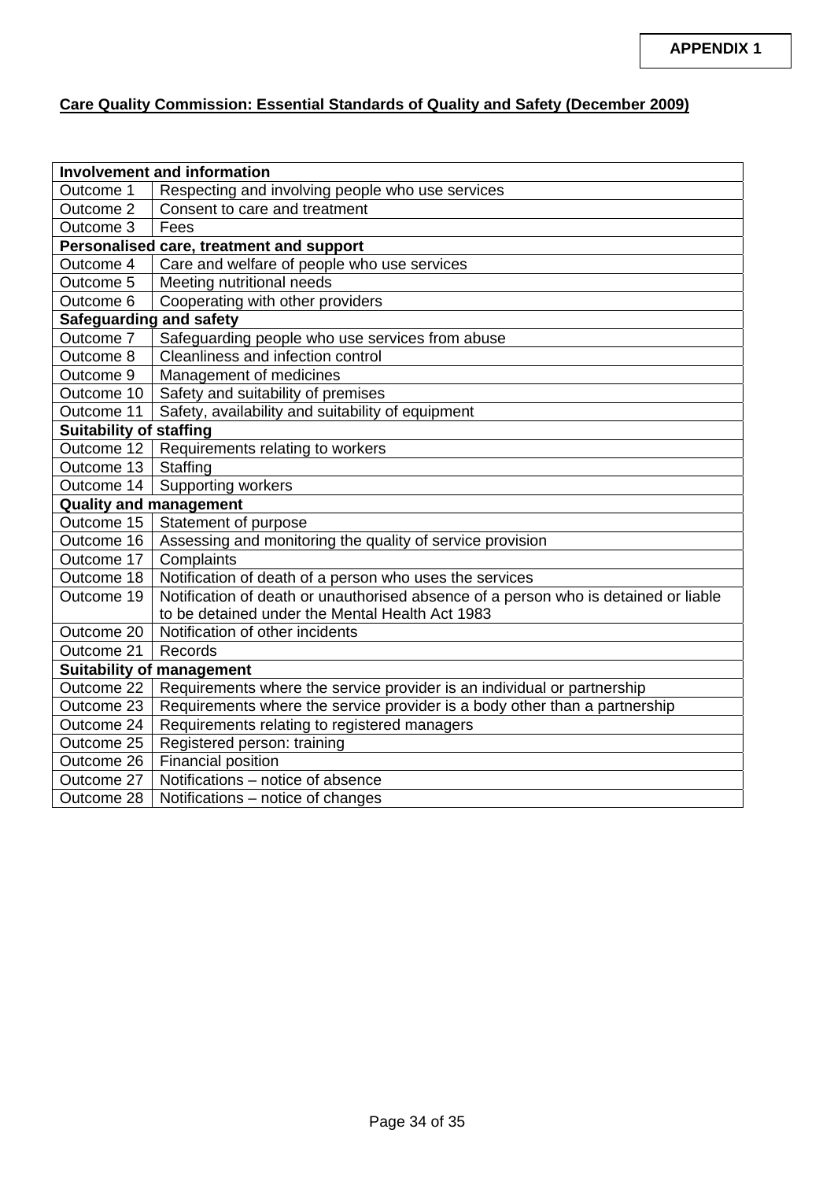**APPENDIX 1**

## Care Quality Commission: Essential Standards of Quality and Safety (December 2009)

| **Involvement and information** | |
|---|---|
| Outcome 1 | Respecting and involving people who use services |
| Outcome 2 | Consent to care and treatment |
| Outcome 3 | Fees |
| **Personalised care, treatment and support** | |
| Outcome 4 | Care and welfare of people who use services |
| Outcome 5 | Meeting nutritional needs |
| Outcome 6 | Cooperating with other providers |
| **Safeguarding and safety** | |
| Outcome 7 | Safeguarding people who use services from abuse |
| Outcome 8 | Cleanliness and infection control |
| Outcome 9 | Management of medicines |
| Outcome 10 | Safety and suitability of premises |
| Outcome 11 | Safety, availability and suitability of equipment |
| **Suitability of staffing** | |
| Outcome 12 | Requirements relating to workers |
| Outcome 13 | Staffing |
| Outcome 14 | Supporting workers |
| **Quality and management** | |
| Outcome 15 | Statement of purpose |
| Outcome 16 | Assessing and monitoring the quality of service provision |
| Outcome 17 | Complaints |
| Outcome 18 | Notification of death of a person who uses the services |
| Outcome 19 | Notification of death or unauthorised absence of a person who is detained or liable to be detained under the Mental Health Act 1983 |
| Outcome 20 | Notification of other incidents |
| Outcome 21 | Records |
| **Suitability of management** | |
| Outcome 22 | Requirements where the service provider is an individual or partnership |
| Outcome 23 | Requirements where the service provider is a body other than a partnership |
| Outcome 24 | Requirements relating to registered managers |
| Outcome 25 | Registered person: training |
| Outcome 26 | Financial position |
| Outcome 27 | Notifications – notice of absence |
| Outcome 28 | Notifications – notice of changes |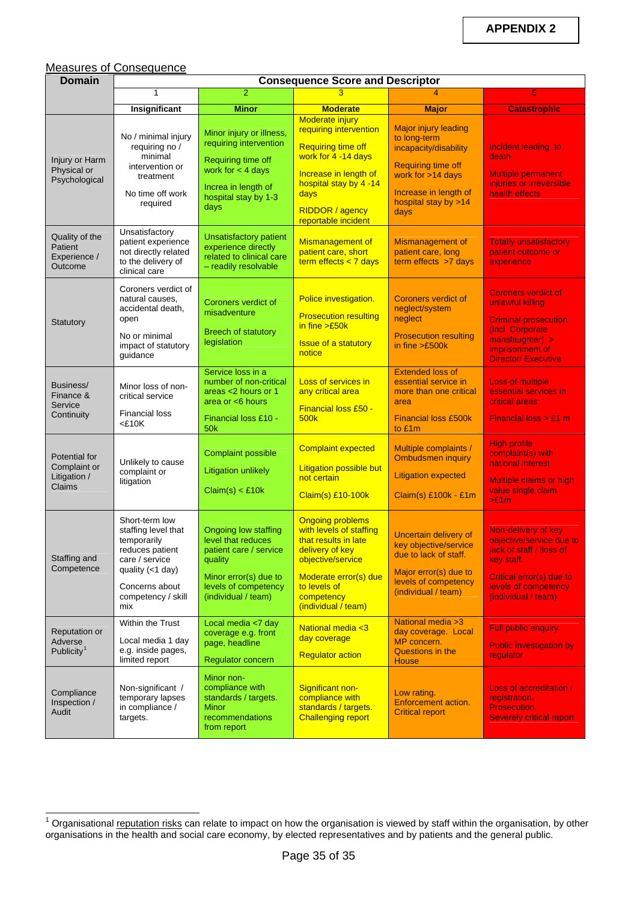**APPENDIX 2**

Measures of Consequence

| Domain | Consequence Score and Descriptor | | | | |
|---|---|---|---|---|---|
| | 1 | 2 | 3 | 4 | 5 |
| | **Insignificant** | **Minor** | **Moderate** | **Major** | **Catastrophic** |
| Injury or Harm Physical or Psychological | No / minimal injury requiring no / minimal intervention or treatment<br><br>No time off work required | Minor injury or illness, requiring intervention<br><br>Requiring time off work for < 4 days<br><br>Increa in length of hospital stay by 1-3 days | Moderate injury requiring intervention<br><br>Requiring time off work for 4 -14 days<br><br>Increase in length of hospital stay by 4 -14 days<br><br>RIDDOR / agency reportable incident | Major injury leading to long-term incapacity/disability<br><br>Requiring time off work for >14 days<br><br>Increase in length of hospital stay by >14 days | Incident leading to death<br><br>Multiple permanent injuries or irreversible health effects |
| Quality of the Patient Experience / Outcome | Unsatisfactory patient experience not directly related to the delivery of clinical care | Unsatisfactory patient experience directly related to clinical care – readily resolvable | Mismanagement of patient care, short term effects < 7 days | Mismanagement of patient care, long term effects >7 days | Totally unsatisfactory patient outcome or experience |
| Statutory | Coroners verdict of natural causes, accidental death, open<br><br>No or minimal impact of statutory guidance | Coroners verdict of misadventure<br><br>Breech of statutory legislation | Police investigation.<br><br>Prosecution resulting in fine >£50k<br><br>Issue of a statutory notice | Coroners verdict of neglect/system neglect<br><br>Prosecution resulting in fine >£500k | Coroners verdict of unlawful killing<br><br>Criminal prosecution (incl Corporate manslaughter) > imprisonment of Director/ Executive |
| Business/ Finance & Service Continuity | Minor loss of non-critical service<br><br>Financial loss <£10K | Service loss in a number of non-critical areas <2 hours or 1 area or <6 hours<br><br>Financial loss £10 - 50k | Loss of services in any critical area<br><br>Financial loss £50 - 500k | Extended loss of essential service in more than one critical area<br><br>Financial loss £500k to £1m | Loss of multiple essential services in critical areas<br><br>Financial loss > £1 m |
| Potential for Complaint or Litigation / Claims | Unlikely to cause complaint or litigation | Complaint possible<br><br>Litigation unlikely<br><br>Claim(s) < £10k | Complaint expected<br><br>Litigation possible but not certain<br><br>Claim(s) £10-100k | Multiple complaints / Ombudsmen inquiry<br><br>Litigation expected<br><br>Claim(s) £100k - £1m | High profile complaint(s) with national interest<br><br>Multiple claims or high value single claim >£1m |
| Staffing and Competence | Short-term low staffing level that temporarily reduces patient care / service quality (<1 day)<br><br>Concerns about competency / skill mix | Ongoing low staffing level that reduces patient care / service quality<br><br>Minor error(s) due to levels of competency (individual / team) | Ongoing problems with levels of staffing that results in late delivery of key objective/service<br><br>Moderate error(s) due to levels of competency (individual / team) | Uncertain delivery of key objective/service due to lack of staff.<br><br>Major error(s) due to levels of competency (individual / team) | Non-delivery of key objective/service due to lack of staff / lloss of key staff.<br><br>Critical error(s) due to levels of competency (individual / team) |
| Reputation or Adverse Publicity[1] | Within the Trust<br><br>Local media 1 day e.g. inside pages, limited report | Local media <7 day coverage e.g. front page, headline<br><br>Regulator concern | National media <3 day coverage<br><br>Regulator action | National media >3 day coverage. Local MP concern. Questions in the House | Full public enquiry<br><br>Public investigation by regulator |
| Compliance Inspection / Audit | Non-significant / temporary lapses in compliance / targets. | Minor non-compliance with standards / targets. Minor recommendations from report | Significant non-compliance with standards / targets. Challenging report | Low rating. Enforcement action. Critical report | Loss of accreditation / registration. Prosecution. Severely critical report |

[1] Organisational reputation risks can relate to impact on how the organisation is viewed by staff within the organisation, by other organisations in the health and social care economy, by elected representatives and by patients and the general public.